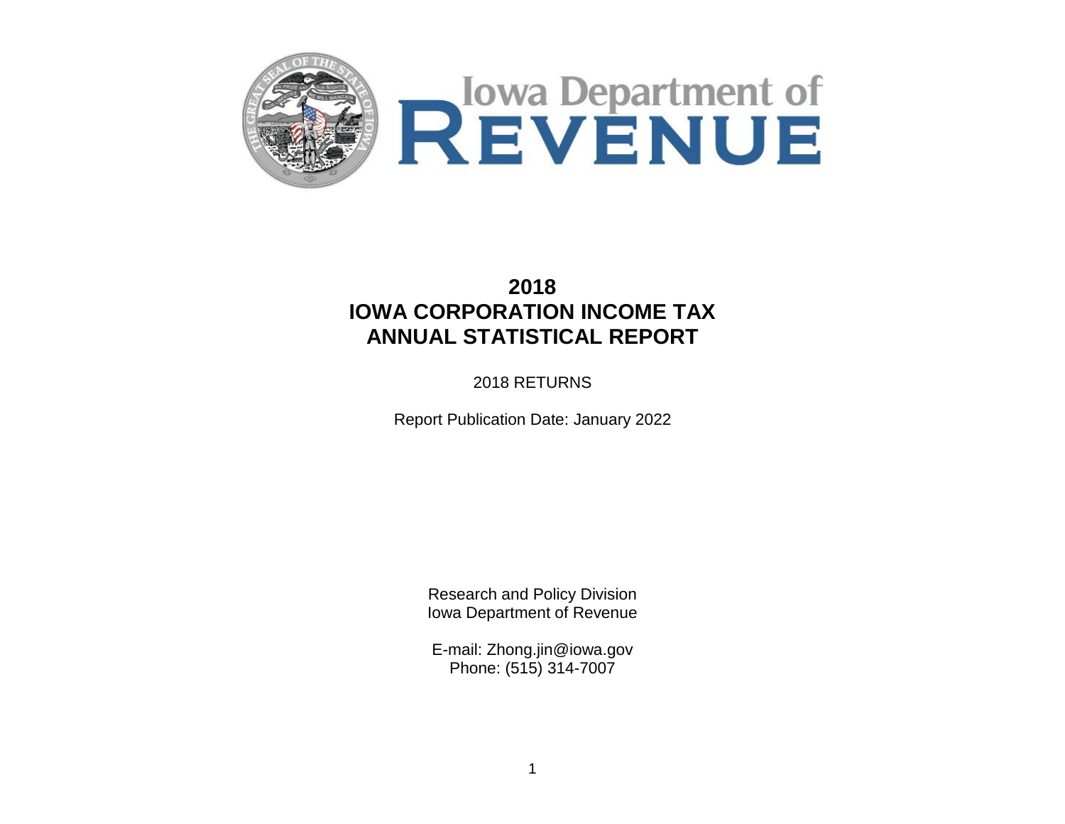Iowa Department of REVENUE

# 2018
# IOWA CORPORATION INCOME TAX
# ANNUAL STATISTICAL REPORT

2018 RETURNS

Report Publication Date: January 2022

Research and Policy Division
Iowa Department of Revenue

E-mail: Zhong.jin@iowa.gov
Phone: (515) 314-7007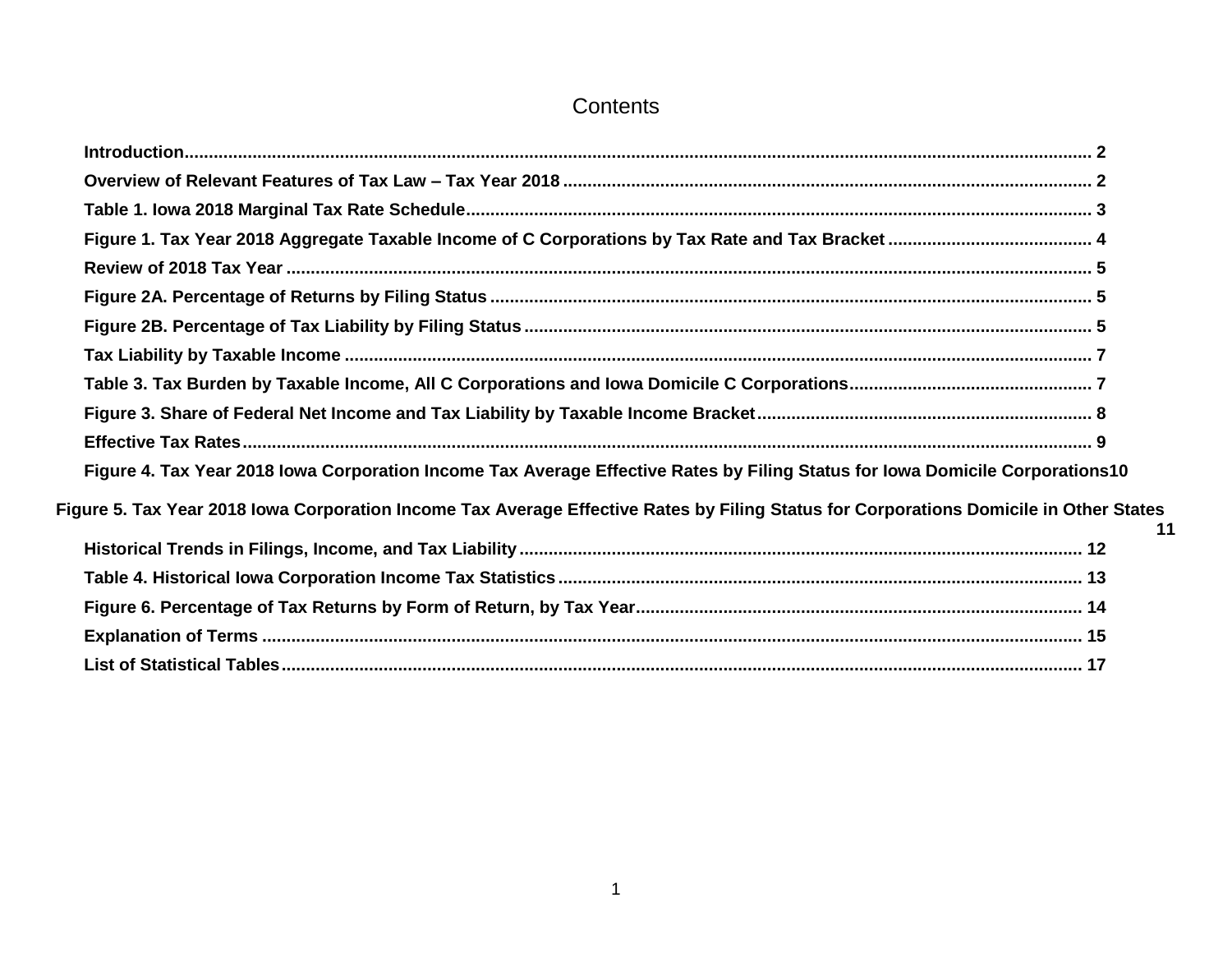# Contents

**Introduction** .......... 2

**Overview of Relevant Features of Tax Law – Tax Year 2018** .......... 2

**Table 1. Iowa 2018 Marginal Tax Rate Schedule** .......... 3

**Figure 1. Tax Year 2018 Aggregate Taxable Income of C Corporations by Tax Rate and Tax Bracket** .......... 4

**Review of 2018 Tax Year** .......... 5

**Figure 2A. Percentage of Returns by Filing Status** .......... 5

**Figure 2B. Percentage of Tax Liability by Filing Status** .......... 5

**Tax Liability by Taxable Income** .......... 7

**Table 3. Tax Burden by Taxable Income, All C Corporations and Iowa Domicile C Corporations** .......... 7

**Figure 3. Share of Federal Net Income and Tax Liability by Taxable Income Bracket** .......... 8

**Effective Tax Rates** .......... 9

**Figure 4. Tax Year 2018 Iowa Corporation Income Tax Average Effective Rates by Filing Status for Iowa Domicile Corporations** 10

**Figure 5. Tax Year 2018 Iowa Corporation Income Tax Average Effective Rates by Filing Status for Corporations Domicile in Other States** 11

**Historical Trends in Filings, Income, and Tax Liability** .......... 12

**Table 4. Historical Iowa Corporation Income Tax Statistics** .......... 13

**Figure 6. Percentage of Tax Returns by Form of Return, by Tax Year** .......... 14

**Explanation of Terms** .......... 15

**List of Statistical Tables** .......... 17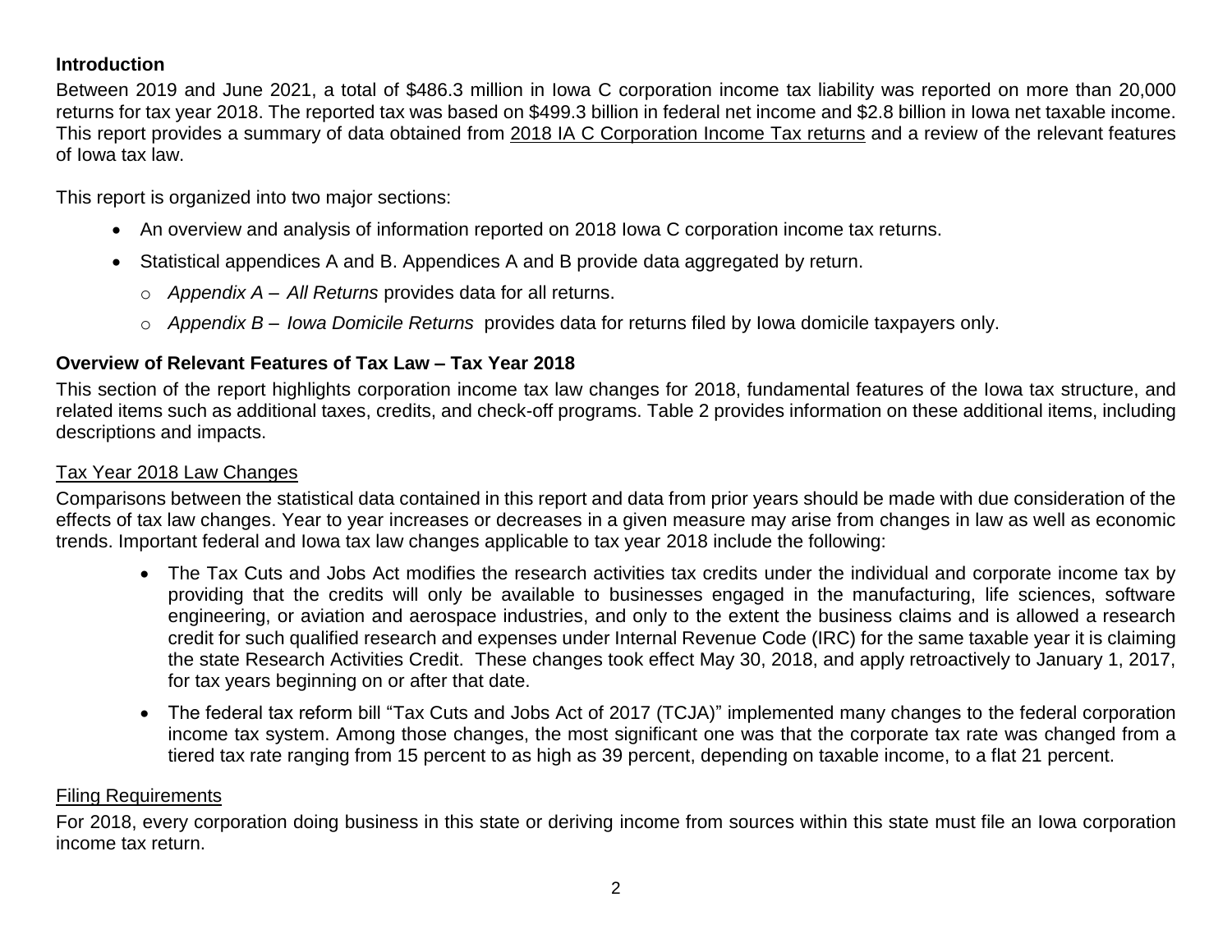## Introduction

Between 2019 and June 2021, a total of $486.3 million in Iowa C corporation income tax liability was reported on more than 20,000 returns for tax year 2018. The reported tax was based on $499.3 billion in federal net income and $2.8 billion in Iowa net taxable income. This report provides a summary of data obtained from 2018 IA C Corporation Income Tax returns and a review of the relevant features of Iowa tax law.

This report is organized into two major sections:

- An overview and analysis of information reported on 2018 Iowa C corporation income tax returns.
- Statistical appendices A and B. Appendices A and B provide data aggregated by return.
  - *Appendix A – All Returns* provides data for all returns.
  - *Appendix B – Iowa Domicile Returns* provides data for returns filed by Iowa domicile taxpayers only.

## Overview of Relevant Features of Tax Law – Tax Year 2018

This section of the report highlights corporation income tax law changes for 2018, fundamental features of the Iowa tax structure, and related items such as additional taxes, credits, and check-off programs. Table 2 provides information on these additional items, including descriptions and impacts.

### Tax Year 2018 Law Changes

Comparisons between the statistical data contained in this report and data from prior years should be made with due consideration of the effects of tax law changes. Year to year increases or decreases in a given measure may arise from changes in law as well as economic trends. Important federal and Iowa tax law changes applicable to tax year 2018 include the following:

- The Tax Cuts and Jobs Act modifies the research activities tax credits under the individual and corporate income tax by providing that the credits will only be available to businesses engaged in the manufacturing, life sciences, software engineering, or aviation and aerospace industries, and only to the extent the business claims and is allowed a research credit for such qualified research and expenses under Internal Revenue Code (IRC) for the same taxable year it is claiming the state Research Activities Credit. These changes took effect May 30, 2018, and apply retroactively to January 1, 2017, for tax years beginning on or after that date.
- The federal tax reform bill "Tax Cuts and Jobs Act of 2017 (TCJA)" implemented many changes to the federal corporation income tax system. Among those changes, the most significant one was that the corporate tax rate was changed from a tiered tax rate ranging from 15 percent to as high as 39 percent, depending on taxable income, to a flat 21 percent.

### Filing Requirements

For 2018, every corporation doing business in this state or deriving income from sources within this state must file an Iowa corporation income tax return.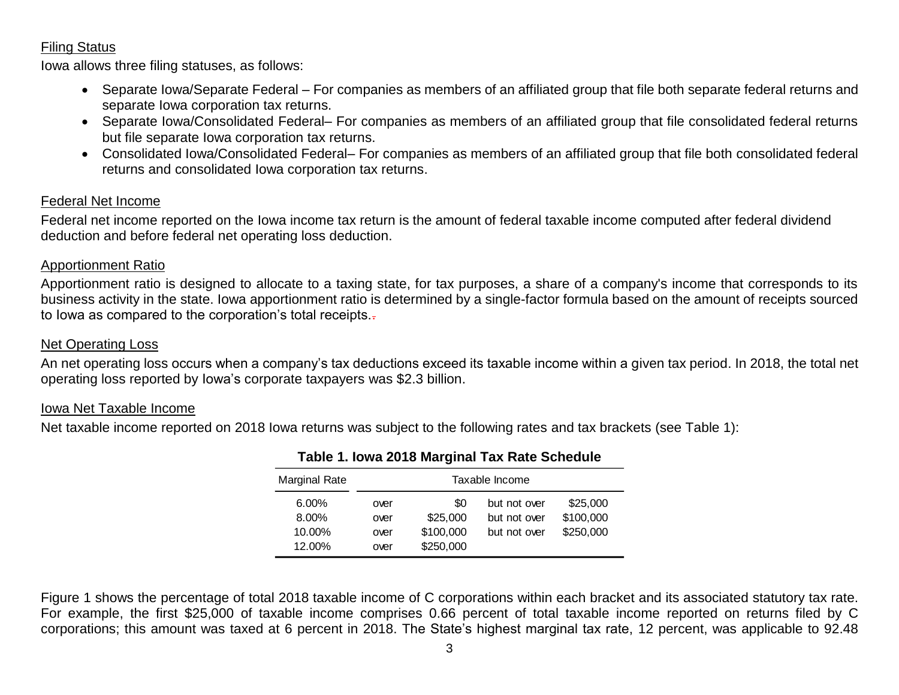## Filing Status

Iowa allows three filing statuses, as follows:

- Separate Iowa/Separate Federal – For companies as members of an affiliated group that file both separate federal returns and separate Iowa corporation tax returns.
- Separate Iowa/Consolidated Federal– For companies as members of an affiliated group that file consolidated federal returns but file separate Iowa corporation tax returns.
- Consolidated Iowa/Consolidated Federal– For companies as members of an affiliated group that file both consolidated federal returns and consolidated Iowa corporation tax returns.

## Federal Net Income

Federal net income reported on the Iowa income tax return is the amount of federal taxable income computed after federal dividend deduction and before federal net operating loss deduction.

## Apportionment Ratio

Apportionment ratio is designed to allocate to a taxing state, for tax purposes, a share of a company's income that corresponds to its business activity in the state. Iowa apportionment ratio is determined by a single-factor formula based on the amount of receipts sourced to Iowa as compared to the corporation's total receipts.

## Net Operating Loss

An net operating loss occurs when a company's tax deductions exceed its taxable income within a given tax period. In 2018, the total net operating loss reported by Iowa's corporate taxpayers was $2.3 billion.

## Iowa Net Taxable Income

Net taxable income reported on 2018 Iowa returns was subject to the following rates and tax brackets (see Table 1):

**Table 1. Iowa 2018 Marginal Tax Rate Schedule**

| Marginal Rate | Taxable Income | | | |
|---|---|---|---|---|
| 6.00% | over | $0 | but not over | $25,000 |
| 8.00% | over | $25,000 | but not over | $100,000 |
| 10.00% | over | $100,000 | but not over | $250,000 |
| 12.00% | over | $250,000 | | |

Figure 1 shows the percentage of total 2018 taxable income of C corporations within each bracket and its associated statutory tax rate. For example, the first $25,000 of taxable income comprises 0.66 percent of total taxable income reported on returns filed by C corporations; this amount was taxed at 6 percent in 2018. The State's highest marginal tax rate, 12 percent, was applicable to 92.48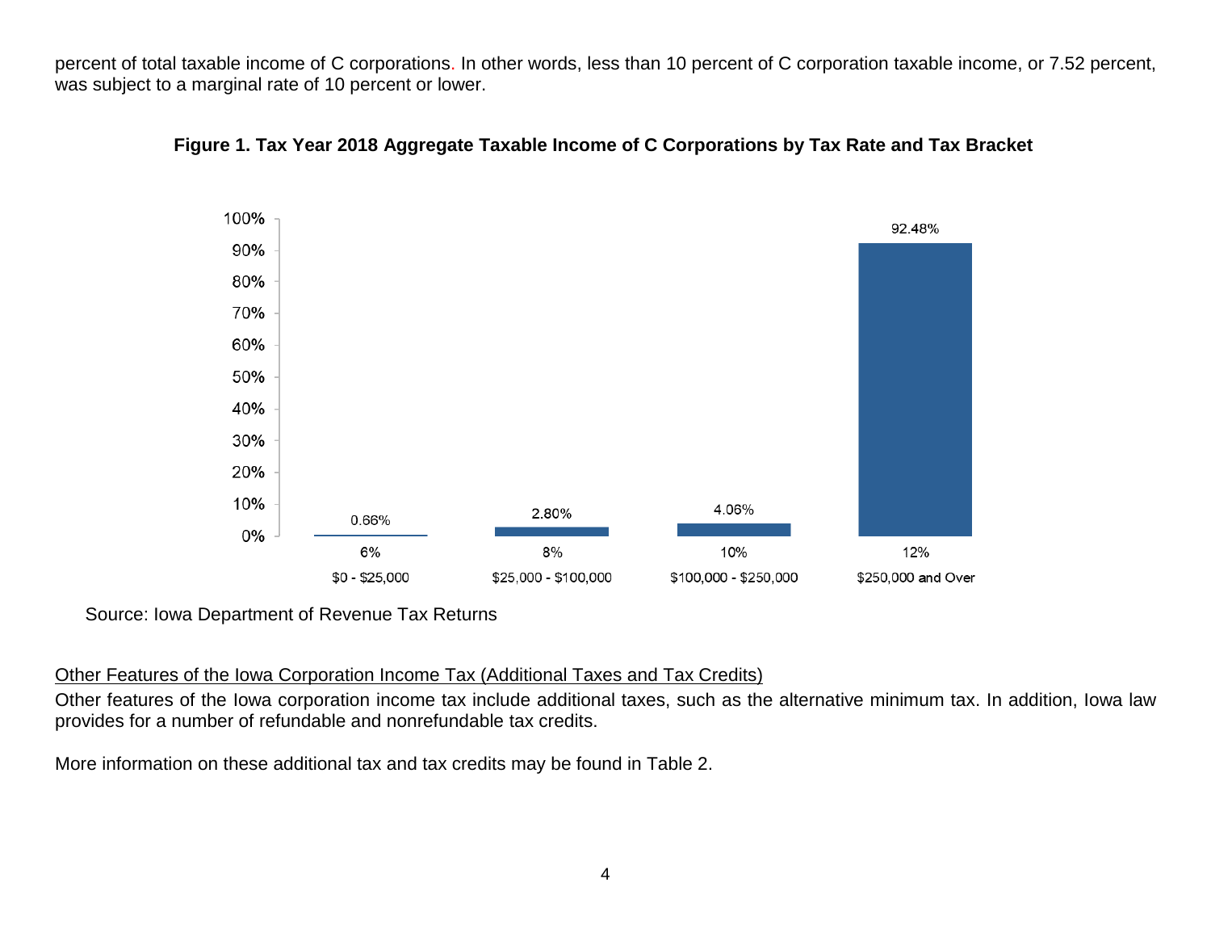percent of total taxable income of C corporations. In other words, less than 10 percent of C corporation taxable income, or 7.52 percent, was subject to a marginal rate of 10 percent or lower.

**Figure 1. Tax Year 2018 Aggregate Taxable Income of C Corporations by Tax Rate and Tax Bracket**

| Tax Rate | Tax Bracket | Share of Taxable Income |
|---|---|---|
| 6% | $0 - $25,000 | 0.66% |
| 8% | $25,000 - $100,000 | 2.80% |
| 10% | $100,000 - $250,000 | 4.06% |
| 12% | $250,000 and Over | 92.48% |

Source: Iowa Department of Revenue Tax Returns

Other Features of the Iowa Corporation Income Tax (Additional Taxes and Tax Credits)

Other features of the Iowa corporation income tax include additional taxes, such as the alternative minimum tax. In addition, Iowa law provides for a number of refundable and nonrefundable tax credits.

More information on these additional tax and tax credits may be found in Table 2.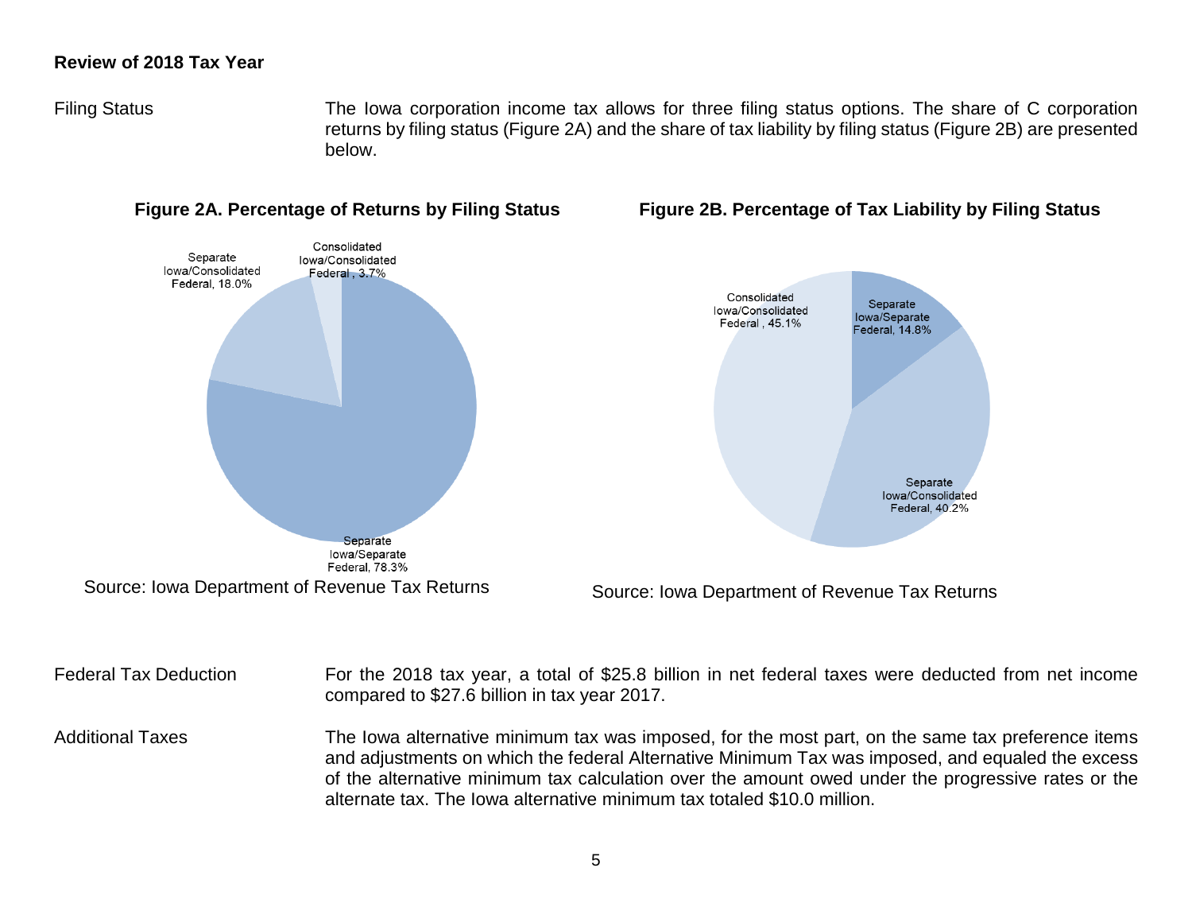## Review of 2018 Tax Year

**Filing Status**

The Iowa corporation income tax allows for three filing status options. The share of C corporation returns by filing status (Figure 2A) and the share of tax liability by filing status (Figure 2B) are presented below.

**Figure 2A. Percentage of Returns by Filing Status**

| Filing Status | Percentage |
| --- | --- |
| Separate Iowa/Separate Federal | 78.3% |
| Separate Iowa/Consolidated Federal | 18.0% |
| Consolidated Iowa/Consolidated Federal | 3.7% |

Source: Iowa Department of Revenue Tax Returns

**Figure 2B. Percentage of Tax Liability by Filing Status**

| Filing Status | Percentage |
| --- | --- |
| Separate Iowa/Separate Federal | 14.8% |
| Separate Iowa/Consolidated Federal | 40.2% |
| Consolidated Iowa/Consolidated Federal | 45.1% |

Source: Iowa Department of Revenue Tax Returns

**Federal Tax Deduction**

For the 2018 tax year, a total of $25.8 billion in net federal taxes were deducted from net income compared to $27.6 billion in tax year 2017.

**Additional Taxes**

The Iowa alternative minimum tax was imposed, for the most part, on the same tax preference items and adjustments on which the federal Alternative Minimum Tax was imposed, and equaled the excess of the alternative minimum tax calculation over the amount owed under the progressive rates or the alternate tax. The Iowa alternative minimum tax totaled $10.0 million.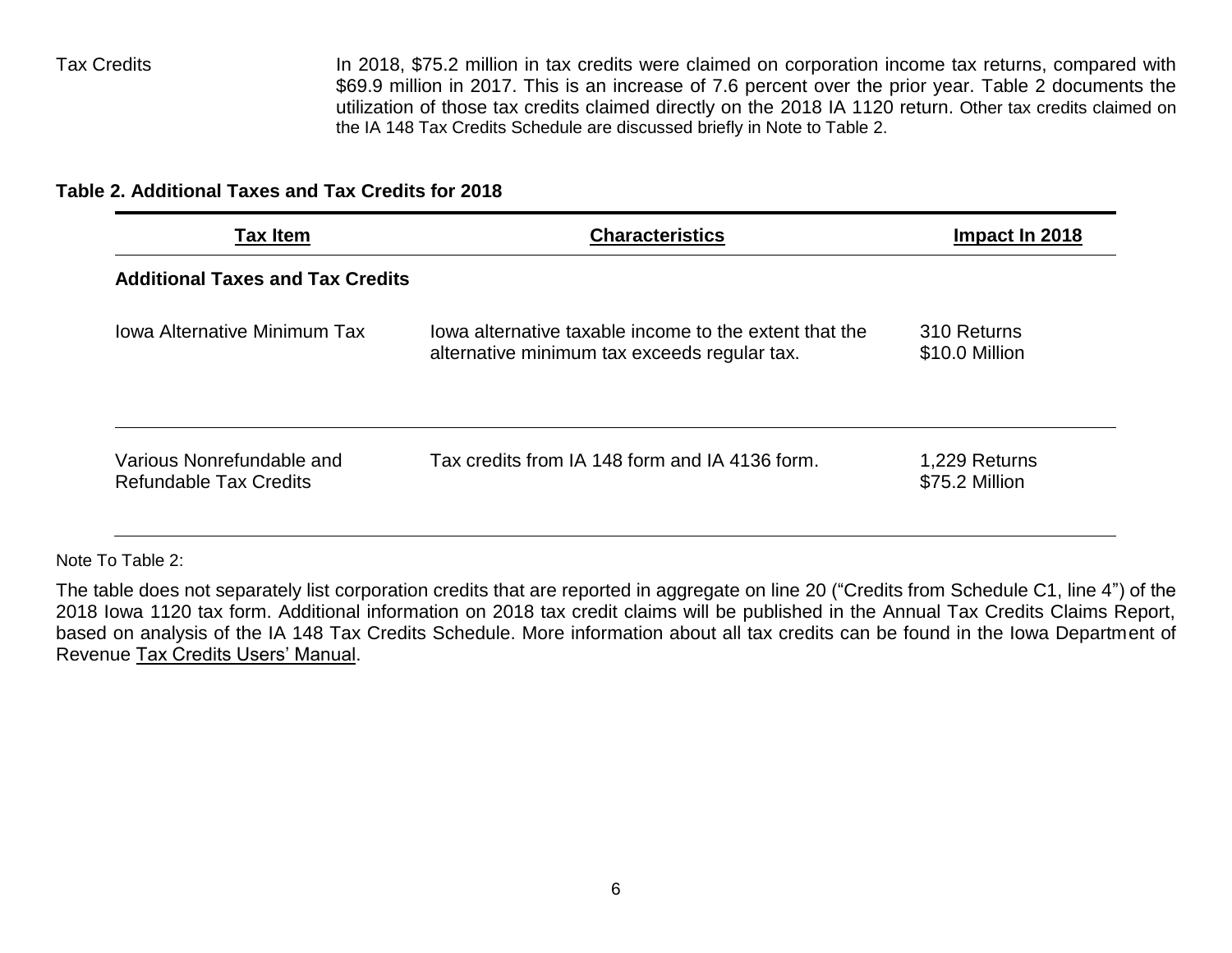Tax Credits

In 2018, $75.2 million in tax credits were claimed on corporation income tax returns, compared with $69.9 million in 2017. This is an increase of 7.6 percent over the prior year. Table 2 documents the utilization of those tax credits claimed directly on the 2018 IA 1120 return. Other tax credits claimed on the IA 148 Tax Credits Schedule are discussed briefly in Note to Table 2.

**Table 2. Additional Taxes and Tax Credits for 2018**

| Tax Item | Characteristics | Impact In 2018 |
|---|---|---|
| **Additional Taxes and Tax Credits** | | |
| Iowa Alternative Minimum Tax | Iowa alternative taxable income to the extent that the alternative minimum tax exceeds regular tax. | 310 Returns<br>$10.0 Million |
| Various Nonrefundable and Refundable Tax Credits | Tax credits from IA 148 form and IA 4136 form. | 1,229 Returns<br>$75.2 Million |

Note To Table 2:

The table does not separately list corporation credits that are reported in aggregate on line 20 ("Credits from Schedule C1, line 4") of the 2018 Iowa 1120 tax form. Additional information on 2018 tax credit claims will be published in the Annual Tax Credits Claims Report, based on analysis of the IA 148 Tax Credits Schedule. More information about all tax credits can be found in the Iowa Department of Revenue Tax Credits Users' Manual.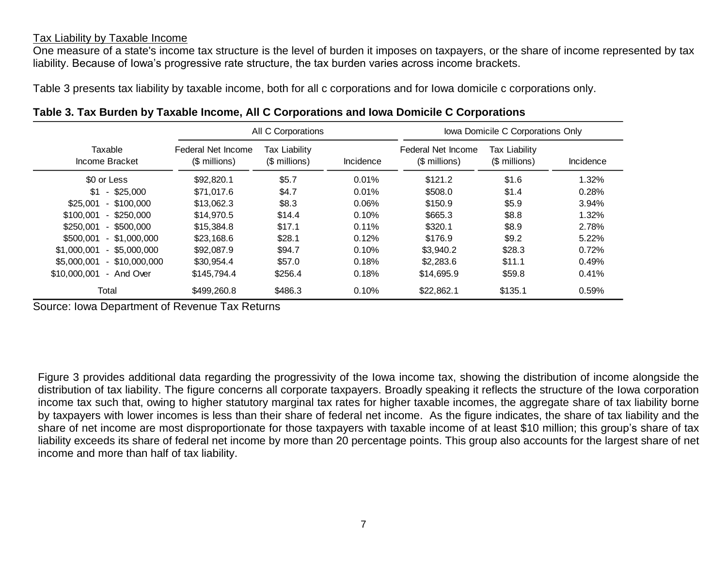Tax Liability by Taxable Income

One measure of a state's income tax structure is the level of burden it imposes on taxpayers, or the share of income represented by tax liability. Because of Iowa's progressive rate structure, the tax burden varies across income brackets.

Table 3 presents tax liability by taxable income, both for all c corporations and for Iowa domicile c corporations only.

**Table 3. Tax Burden by Taxable Income, All C Corporations and Iowa Domicile C Corporations**

| | All C Corporations | | | Iowa Domicile C Corporations Only | | |
|---|---|---|---|---|---|---|
| Taxable Income Bracket | Federal Net Income ($ millions) | Tax Liability ($ millions) | Incidence | Federal Net Income ($ millions) | Tax Liability ($ millions) | Incidence |
| $0 or Less | $92,820.1 | $5.7 | 0.01% | $121.2 | $1.6 | 1.32% |
| $1 - $25,000 | $71,017.6 | $4.7 | 0.01% | $508.0 | $1.4 | 0.28% |
| $25,001 - $100,000 | $13,062.3 | $8.3 | 0.06% | $150.9 | $5.9 | 3.94% |
| $100,001 - $250,000 | $14,970.5 | $14.4 | 0.10% | $665.3 | $8.8 | 1.32% |
| $250,001 - $500,000 | $15,384.8 | $17.1 | 0.11% | $320.1 | $8.9 | 2.78% |
| $500,001 - $1,000,000 | $23,168.6 | $28.1 | 0.12% | $176.9 | $9.2 | 5.22% |
| $1,000,001 - $5,000,000 | $92,087.9 | $94.7 | 0.10% | $3,940.2 | $28.3 | 0.72% |
| $5,000,001 - $10,000,000 | $30,954.4 | $57.0 | 0.18% | $2,283.6 | $11.1 | 0.49% |
| $10,000,001 - And Over | $145,794.4 | $256.4 | 0.18% | $14,695.9 | $59.8 | 0.41% |
| Total | $499,260.8 | $486.3 | 0.10% | $22,862.1 | $135.1 | 0.59% |

Source: Iowa Department of Revenue Tax Returns

Figure 3 provides additional data regarding the progressivity of the Iowa income tax, showing the distribution of income alongside the distribution of tax liability. The figure concerns all corporate taxpayers. Broadly speaking it reflects the structure of the Iowa corporation income tax such that, owing to higher statutory marginal tax rates for higher taxable incomes, the aggregate share of tax liability borne by taxpayers with lower incomes is less than their share of federal net income. As the figure indicates, the share of tax liability and the share of net income are most disproportionate for those taxpayers with taxable income of at least $10 million; this group's share of tax liability exceeds its share of federal net income by more than 20 percentage points. This group also accounts for the largest share of net income and more than half of tax liability.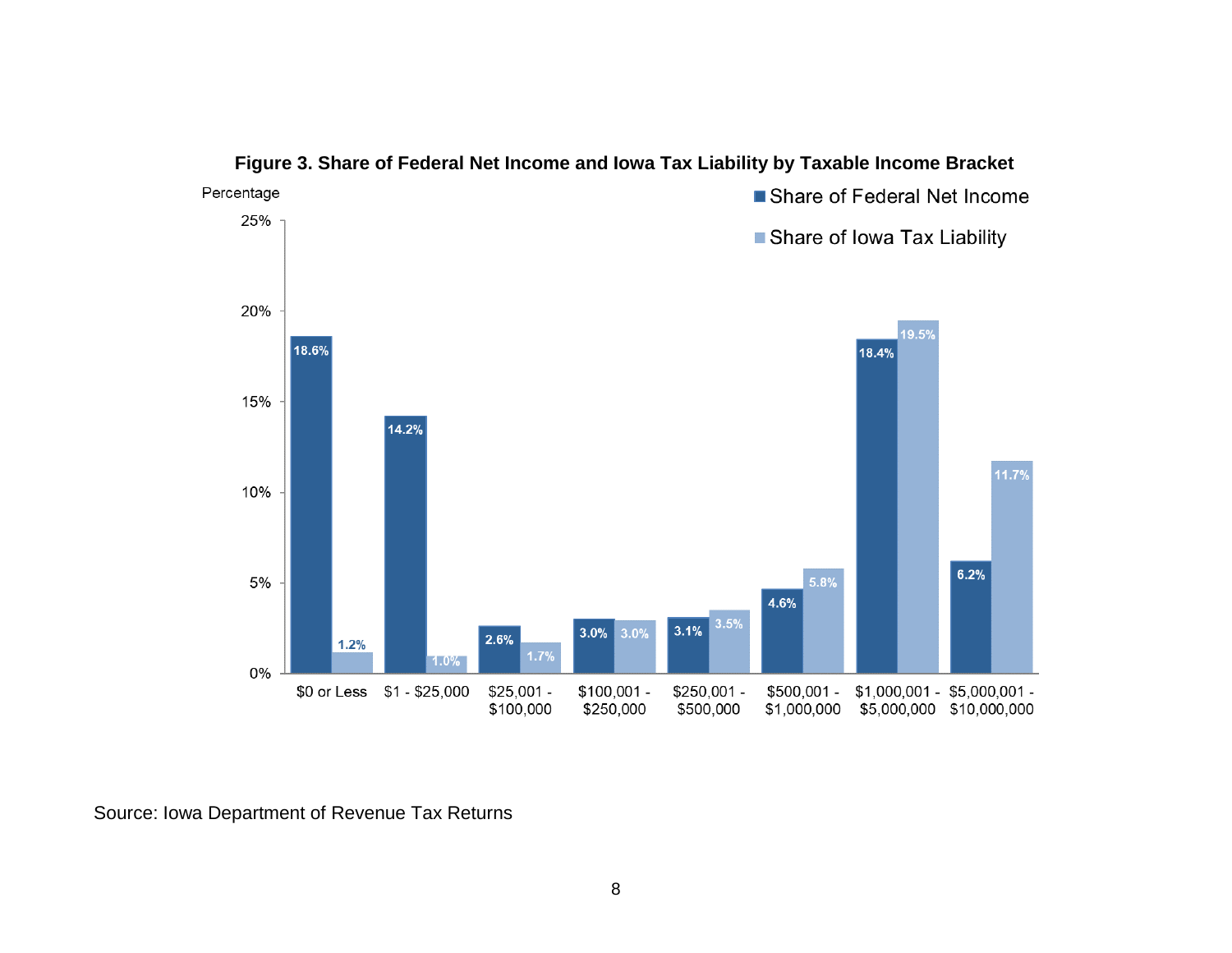**Figure 3. Share of Federal Net Income and Iowa Tax Liability by Taxable Income Bracket**

| Taxable Income Bracket | Share of Federal Net Income | Share of Iowa Tax Liability |
|---|---|---|
| $0 or Less | 18.6% | 1.2% |
| $1 - $25,000 | 14.2% | 1.0% |
| $25,001 - $100,000 | 2.6% | 1.7% |
| $100,001 - $250,000 | 3.0% | 3.0% |
| $250,001 - $500,000 | 3.1% | 3.5% |
| $500,001 - $1,000,000 | 4.6% | 5.8% |
| $1,000,001 - $5,000,000 | 18.4% | 19.5% |
| $5,000,001 - $10,000,000 | 6.2% | 11.7% |

Source: Iowa Department of Revenue Tax Returns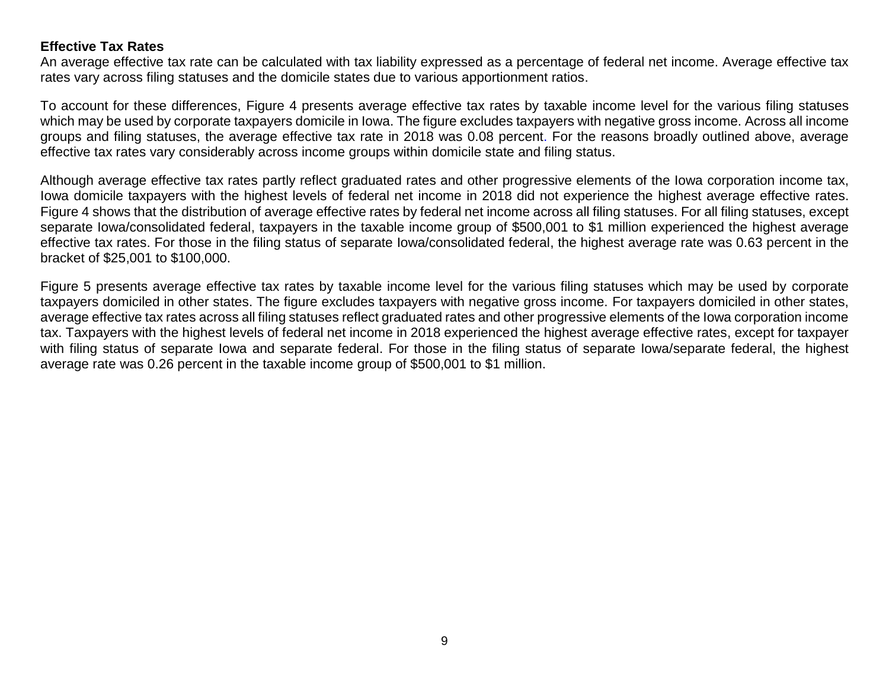**Effective Tax Rates**

An average effective tax rate can be calculated with tax liability expressed as a percentage of federal net income. Average effective tax rates vary across filing statuses and the domicile states due to various apportionment ratios.

To account for these differences, Figure 4 presents average effective tax rates by taxable income level for the various filing statuses which may be used by corporate taxpayers domicile in Iowa. The figure excludes taxpayers with negative gross income. Across all income groups and filing statuses, the average effective tax rate in 2018 was 0.08 percent. For the reasons broadly outlined above, average effective tax rates vary considerably across income groups within domicile state and filing status.

Although average effective tax rates partly reflect graduated rates and other progressive elements of the Iowa corporation income tax, Iowa domicile taxpayers with the highest levels of federal net income in 2018 did not experience the highest average effective rates. Figure 4 shows that the distribution of average effective rates by federal net income across all filing statuses. For all filing statuses, except separate Iowa/consolidated federal, taxpayers in the taxable income group of $500,001 to $1 million experienced the highest average effective tax rates. For those in the filing status of separate Iowa/consolidated federal, the highest average rate was 0.63 percent in the bracket of $25,001 to $100,000.

Figure 5 presents average effective tax rates by taxable income level for the various filing statuses which may be used by corporate taxpayers domiciled in other states. The figure excludes taxpayers with negative gross income. For taxpayers domiciled in other states, average effective tax rates across all filing statuses reflect graduated rates and other progressive elements of the Iowa corporation income tax. Taxpayers with the highest levels of federal net income in 2018 experienced the highest average effective rates, except for taxpayer with filing status of separate Iowa and separate federal. For those in the filing status of separate Iowa/separate federal, the highest average rate was 0.26 percent in the taxable income group of $500,001 to $1 million.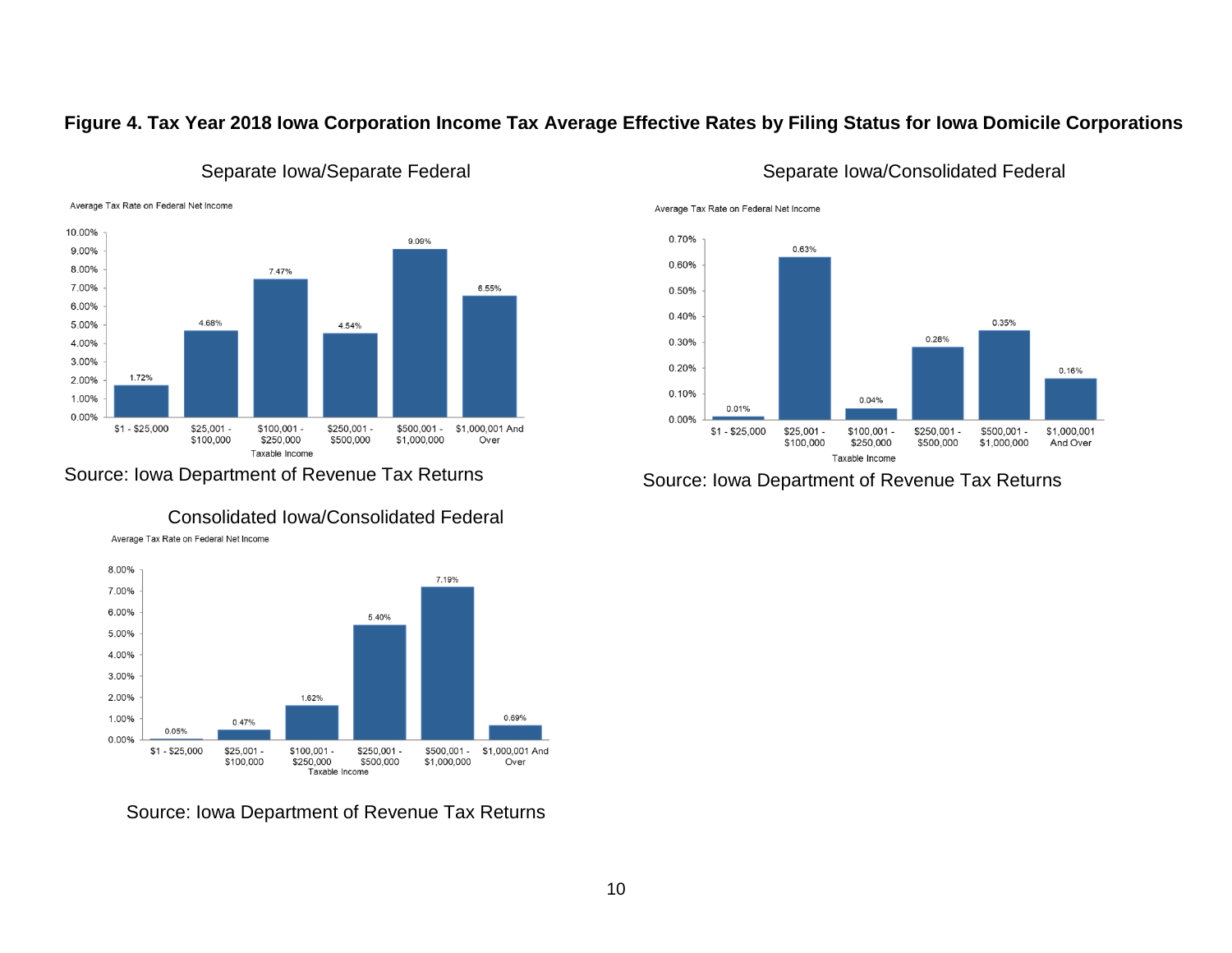**Figure 4. Tax Year 2018 Iowa Corporation Income Tax Average Effective Rates by Filing Status for Iowa Domicile Corporations**

Separate Iowa/Separate Federal

Average Tax Rate on Federal Net Income

| Taxable Income | Average Tax Rate |
|---|---|
| $1 - $25,000 | 1.72% |
| $25,001 - $100,000 | 4.68% |
| $100,001 - $250,000 | 7.47% |
| $250,001 - $500,000 | 4.54% |
| $500,001 - $1,000,000 | 9.09% |
| $1,000,001 And Over | 6.55% |

Source: Iowa Department of Revenue Tax Returns

Separate Iowa/Consolidated Federal

Average Tax Rate on Federal Net Income

| Taxable Income | Average Tax Rate |
|---|---|
| $1 - $25,000 | 0.01% |
| $25,001 - $100,000 | 0.63% |
| $100,001 - $250,000 | 0.04% |
| $250,001 - $500,000 | 0.28% |
| $500,001 - $1,000,000 | 0.35% |
| $1,000,001 And Over | 0.16% |

Source: Iowa Department of Revenue Tax Returns

Consolidated Iowa/Consolidated Federal

Average Tax Rate on Federal Net Income

| Taxable Income | Average Tax Rate |
|---|---|
| $1 - $25,000 | 0.05% |
| $25,001 - $100,000 | 0.47% |
| $100,001 - $250,000 | 1.62% |
| $250,001 - $500,000 | 5.40% |
| $500,001 - $1,000,000 | 7.19% |
| $1,000,001 And Over | 0.69% |

Source: Iowa Department of Revenue Tax Returns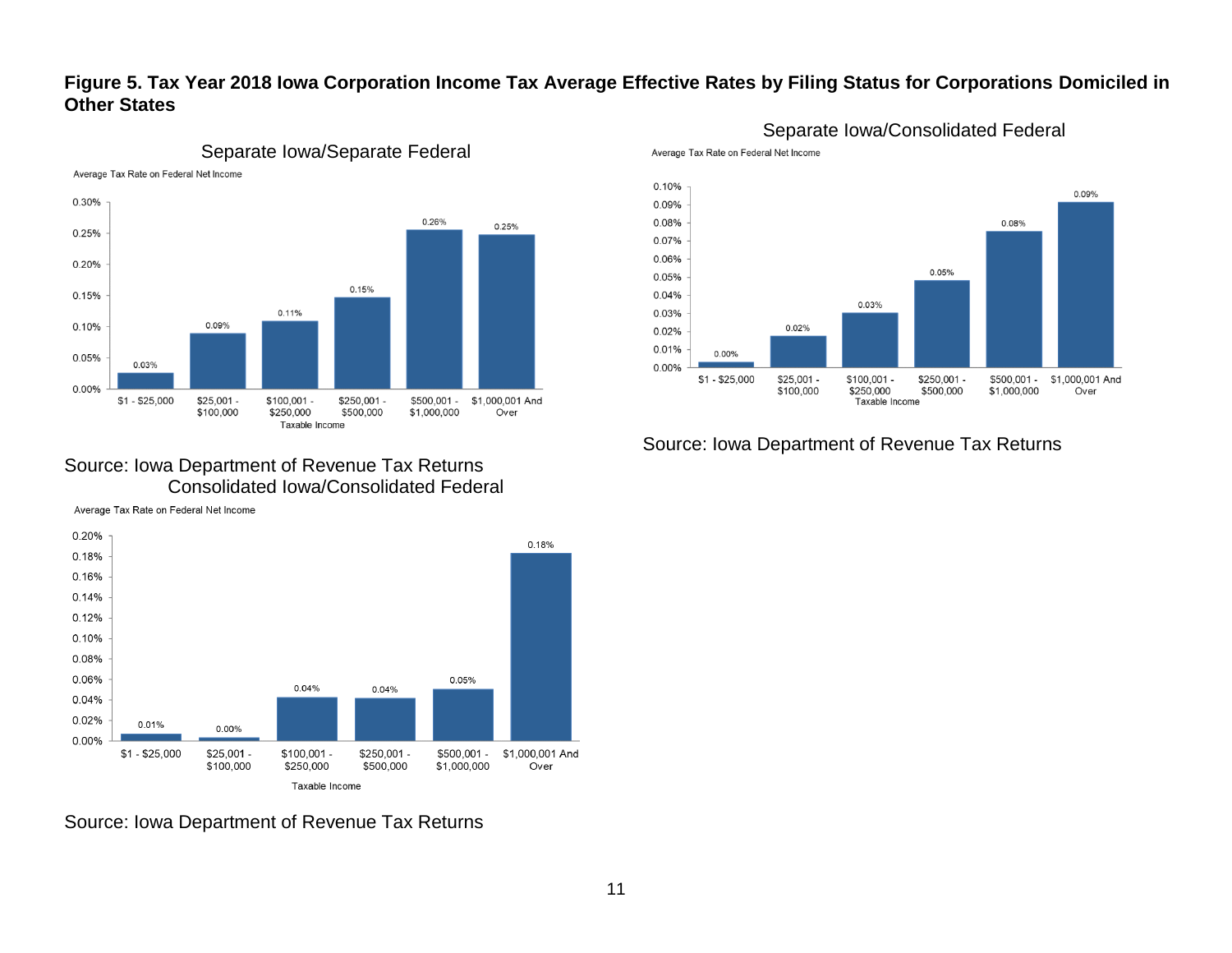**Figure 5. Tax Year 2018 Iowa Corporation Income Tax Average Effective Rates by Filing Status for Corporations Domiciled in Other States**

Separate Iowa/Separate Federal

Average Tax Rate on Federal Net Income

| Taxable Income | Average Tax Rate |
| --- | --- |
| $1 - $25,000 | 0.03% |
| $25,001 - $100,000 | 0.09% |
| $100,001 - $250,000 | 0.11% |
| $250,001 - $500,000 | 0.15% |
| $500,001 - $1,000,000 | 0.26% |
| $1,000,001 And Over | 0.25% |

Source: Iowa Department of Revenue Tax Returns

Separate Iowa/Consolidated Federal

Average Tax Rate on Federal Net Income

| Taxable Income | Average Tax Rate |
| --- | --- |
| $1 - $25,000 | 0.00% |
| $25,001 - $100,000 | 0.02% |
| $100,001 - $250,000 | 0.03% |
| $250,001 - $500,000 | 0.05% |
| $500,001 - $1,000,000 | 0.08% |
| $1,000,001 And Over | 0.09% |

Source: Iowa Department of Revenue Tax Returns

Consolidated Iowa/Consolidated Federal

Average Tax Rate on Federal Net Income

| Taxable Income | Average Tax Rate |
| --- | --- |
| $1 - $25,000 | 0.01% |
| $25,001 - $100,000 | 0.00% |
| $100,001 - $250,000 | 0.04% |
| $250,001 - $500,000 | 0.04% |
| $500,001 - $1,000,000 | 0.05% |
| $1,000,001 And Over | 0.18% |

Source: Iowa Department of Revenue Tax Returns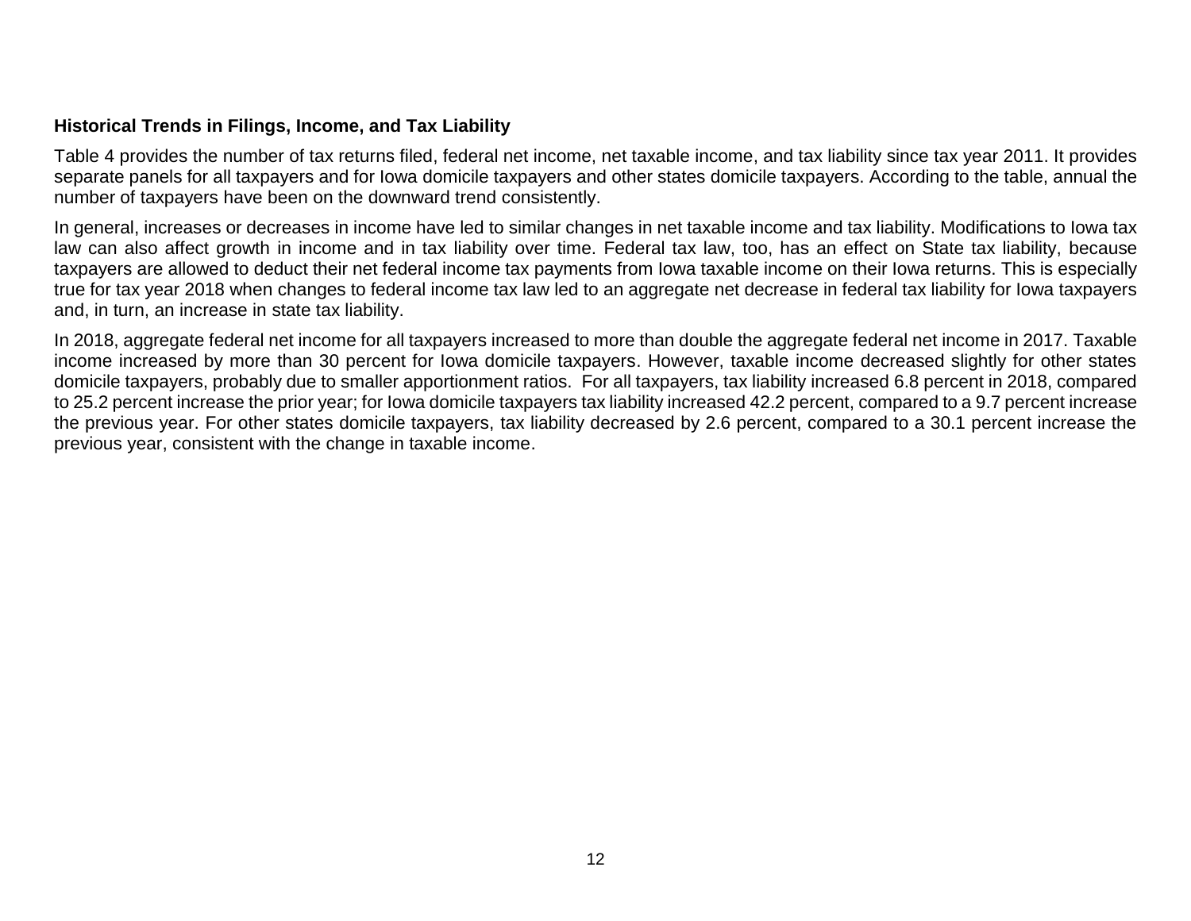**Historical Trends in Filings, Income, and Tax Liability**

Table 4 provides the number of tax returns filed, federal net income, net taxable income, and tax liability since tax year 2011. It provides separate panels for all taxpayers and for Iowa domicile taxpayers and other states domicile taxpayers. According to the table, annual the number of taxpayers have been on the downward trend consistently.

In general, increases or decreases in income have led to similar changes in net taxable income and tax liability. Modifications to Iowa tax law can also affect growth in income and in tax liability over time. Federal tax law, too, has an effect on State tax liability, because taxpayers are allowed to deduct their net federal income tax payments from Iowa taxable income on their Iowa returns. This is especially true for tax year 2018 when changes to federal income tax law led to an aggregate net decrease in federal tax liability for Iowa taxpayers and, in turn, an increase in state tax liability.

In 2018, aggregate federal net income for all taxpayers increased to more than double the aggregate federal net income in 2017. Taxable income increased by more than 30 percent for Iowa domicile taxpayers. However, taxable income decreased slightly for other states domicile taxpayers, probably due to smaller apportionment ratios. For all taxpayers, tax liability increased 6.8 percent in 2018, compared to 25.2 percent increase the prior year; for Iowa domicile taxpayers tax liability increased 42.2 percent, compared to a 9.7 percent increase the previous year. For other states domicile taxpayers, tax liability decreased by 2.6 percent, compared to a 30.1 percent increase the previous year, consistent with the change in taxable income.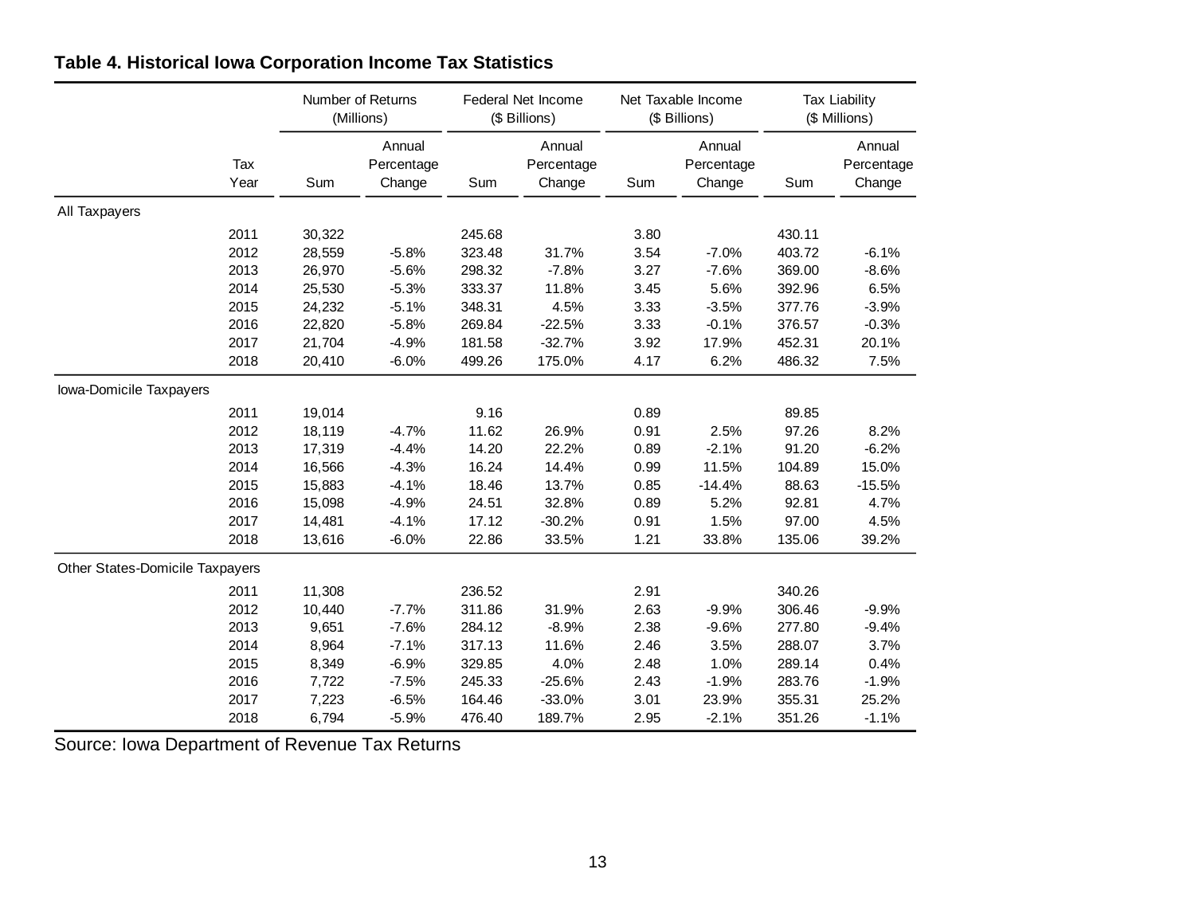**Table 4. Historical Iowa Corporation Income Tax Statistics**

| | Number of Returns (Millions) | | Federal Net Income ($ Billions) | | Net Taxable Income ($ Billions) | | Tax Liability ($ Millions) | |
|---|---|---|---|---|---|---|---|---|
| Tax Year | Sum | Annual Percentage Change | Sum | Annual Percentage Change | Sum | Annual Percentage Change | Sum | Annual Percentage Change |
| **All Taxpayers** | | | | | | | | |
| 2011 | 30,322 | | 245.68 | | 3.80 | | 430.11 | |
| 2012 | 28,559 | -5.8% | 323.48 | 31.7% | 3.54 | -7.0% | 403.72 | -6.1% |
| 2013 | 26,970 | -5.6% | 298.32 | -7.8% | 3.27 | -7.6% | 369.00 | -8.6% |
| 2014 | 25,530 | -5.3% | 333.37 | 11.8% | 3.45 | 5.6% | 392.96 | 6.5% |
| 2015 | 24,232 | -5.1% | 348.31 | 4.5% | 3.33 | -3.5% | 377.76 | -3.9% |
| 2016 | 22,820 | -5.8% | 269.84 | -22.5% | 3.33 | -0.1% | 376.57 | -0.3% |
| 2017 | 21,704 | -4.9% | 181.58 | -32.7% | 3.92 | 17.9% | 452.31 | 20.1% |
| 2018 | 20,410 | -6.0% | 499.26 | 175.0% | 4.17 | 6.2% | 486.32 | 7.5% |
| **Iowa-Domicile Taxpayers** | | | | | | | | |
| 2011 | 19,014 | | 9.16 | | 0.89 | | 89.85 | |
| 2012 | 18,119 | -4.7% | 11.62 | 26.9% | 0.91 | 2.5% | 97.26 | 8.2% |
| 2013 | 17,319 | -4.4% | 14.20 | 22.2% | 0.89 | -2.1% | 91.20 | -6.2% |
| 2014 | 16,566 | -4.3% | 16.24 | 14.4% | 0.99 | 11.5% | 104.89 | 15.0% |
| 2015 | 15,883 | -4.1% | 18.46 | 13.7% | 0.85 | -14.4% | 88.63 | -15.5% |
| 2016 | 15,098 | -4.9% | 24.51 | 32.8% | 0.89 | 5.2% | 92.81 | 4.7% |
| 2017 | 14,481 | -4.1% | 17.12 | -30.2% | 0.91 | 1.5% | 97.00 | 4.5% |
| 2018 | 13,616 | -6.0% | 22.86 | 33.5% | 1.21 | 33.8% | 135.06 | 39.2% |
| **Other States-Domicile Taxpayers** | | | | | | | | |
| 2011 | 11,308 | | 236.52 | | 2.91 | | 340.26 | |
| 2012 | 10,440 | -7.7% | 311.86 | 31.9% | 2.63 | -9.9% | 306.46 | -9.9% |
| 2013 | 9,651 | -7.6% | 284.12 | -8.9% | 2.38 | -9.6% | 277.80 | -9.4% |
| 2014 | 8,964 | -7.1% | 317.13 | 11.6% | 2.46 | 3.5% | 288.07 | 3.7% |
| 2015 | 8,349 | -6.9% | 329.85 | 4.0% | 2.48 | 1.0% | 289.14 | 0.4% |
| 2016 | 7,722 | -7.5% | 245.33 | -25.6% | 2.43 | -1.9% | 283.76 | -1.9% |
| 2017 | 7,223 | -6.5% | 164.46 | -33.0% | 3.01 | 23.9% | 355.31 | 25.2% |
| 2018 | 6,794 | -5.9% | 476.40 | 189.7% | 2.95 | -2.1% | 351.26 | -1.1% |

Source: Iowa Department of Revenue Tax Returns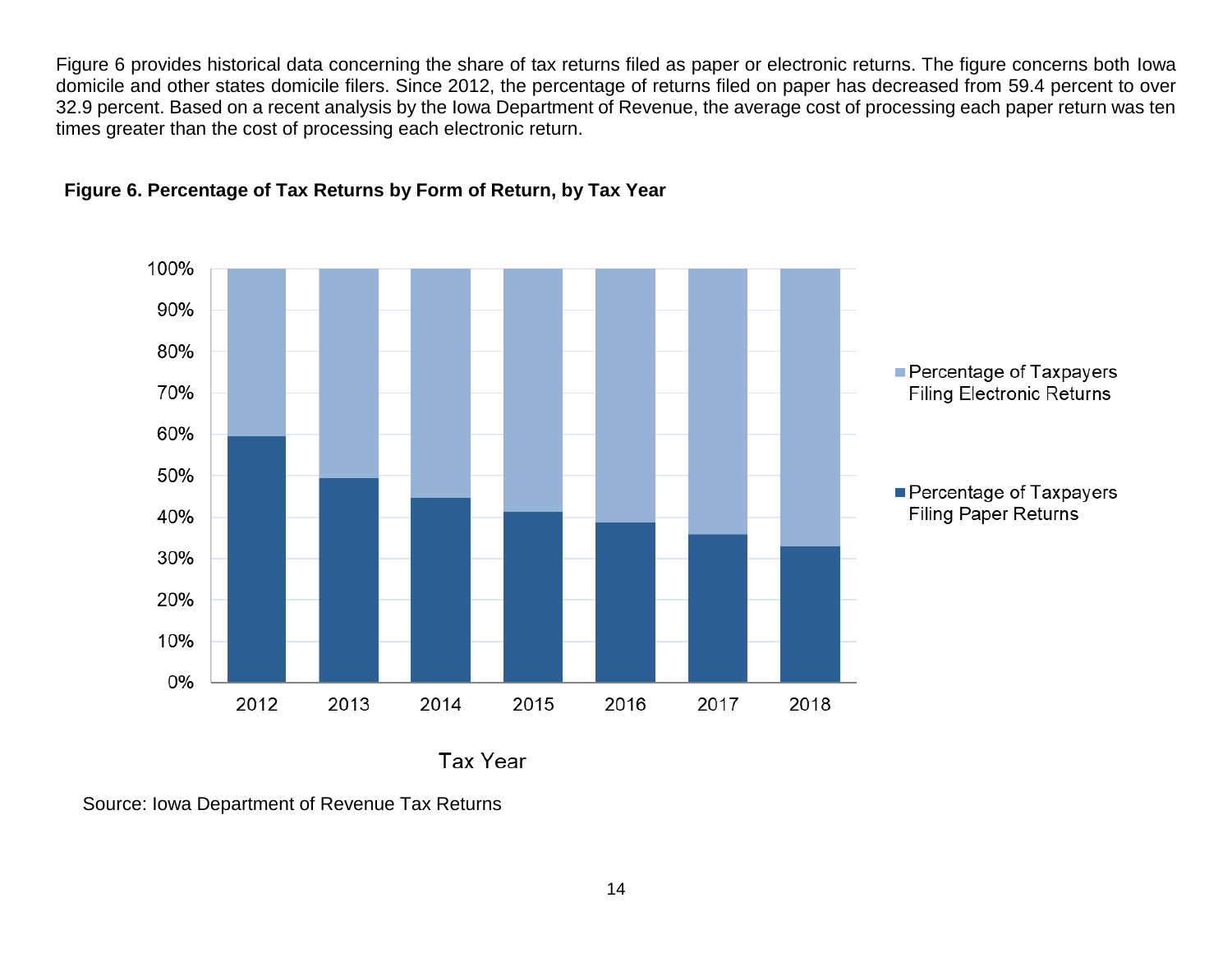Figure 6 provides historical data concerning the share of tax returns filed as paper or electronic returns. The figure concerns both Iowa domicile and other states domicile filers. Since 2012, the percentage of returns filed on paper has decreased from 59.4 percent to over 32.9 percent. Based on a recent analysis by the Iowa Department of Revenue, the average cost of processing each paper return was ten times greater than the cost of processing each electronic return.

**Figure 6. Percentage of Tax Returns by Form of Return, by Tax Year**

Source: Iowa Department of Revenue Tax Returns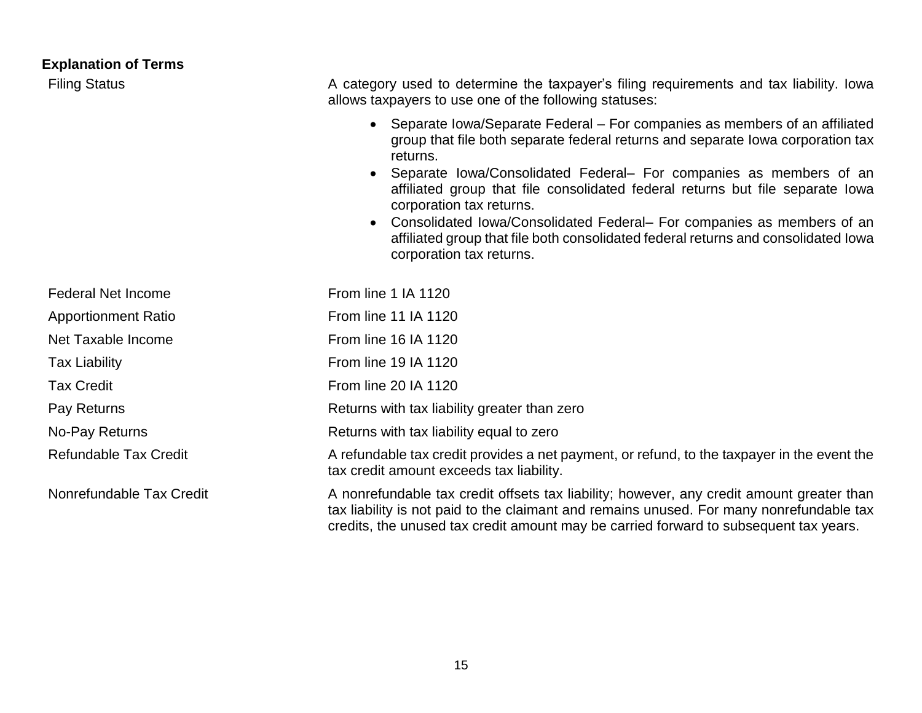## Explanation of Terms

| Term | Explanation |
| --- | --- |
| Filing Status | A category used to determine the taxpayer's filing requirements and tax liability. Iowa allows taxpayers to use one of the following statuses:<br>• Separate Iowa/Separate Federal – For companies as members of an affiliated group that file both separate federal returns and separate Iowa corporation tax returns.<br>• Separate Iowa/Consolidated Federal– For companies as members of an affiliated group that file consolidated federal returns but file separate Iowa corporation tax returns.<br>• Consolidated Iowa/Consolidated Federal– For companies as members of an affiliated group that file both consolidated federal returns and consolidated Iowa corporation tax returns. |
| Federal Net Income | From line 1 IA 1120 |
| Apportionment Ratio | From line 11 IA 1120 |
| Net Taxable Income | From line 16 IA 1120 |
| Tax Liability | From line 19 IA 1120 |
| Tax Credit | From line 20 IA 1120 |
| Pay Returns | Returns with tax liability greater than zero |
| No-Pay Returns | Returns with tax liability equal to zero |
| Refundable Tax Credit | A refundable tax credit provides a net payment, or refund, to the taxpayer in the event the tax credit amount exceeds tax liability. |
| Nonrefundable Tax Credit | A nonrefundable tax credit offsets tax liability; however, any credit amount greater than tax liability is not paid to the claimant and remains unused. For many nonrefundable tax credits, the unused tax credit amount may be carried forward to subsequent tax years. |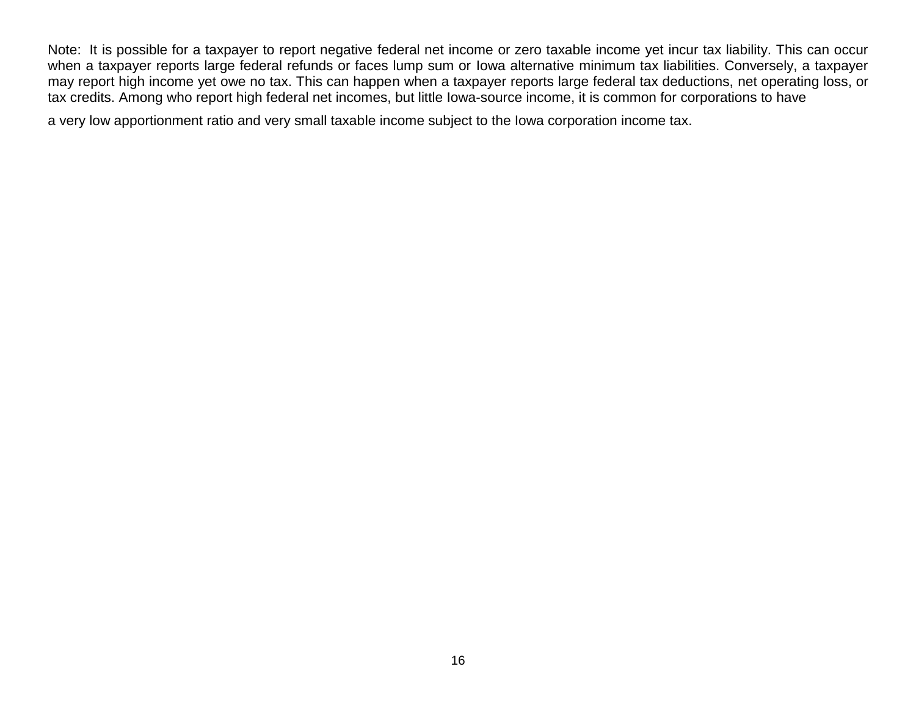Note: It is possible for a taxpayer to report negative federal net income or zero taxable income yet incur tax liability. This can occur when a taxpayer reports large federal refunds or faces lump sum or Iowa alternative minimum tax liabilities. Conversely, a taxpayer may report high income yet owe no tax. This can happen when a taxpayer reports large federal tax deductions, net operating loss, or tax credits. Among who report high federal net incomes, but little Iowa-source income, it is common for corporations to have

a very low apportionment ratio and very small taxable income subject to the Iowa corporation income tax.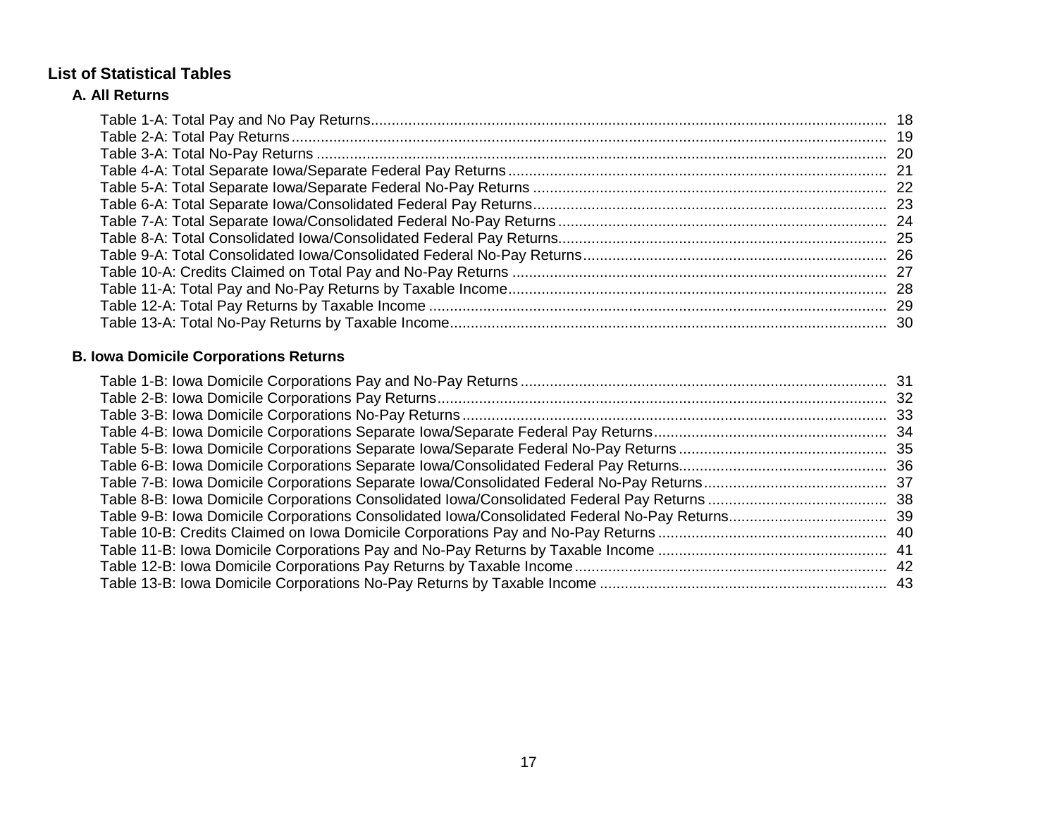## List of Statistical Tables

### A. All Returns

| Table | Page |
|---|---|
| Table 1-A: Total Pay and No Pay Returns | 18 |
| Table 2-A: Total Pay Returns | 19 |
| Table 3-A: Total No-Pay Returns | 20 |
| Table 4-A: Total Separate Iowa/Separate Federal Pay Returns | 21 |
| Table 5-A: Total Separate Iowa/Separate Federal No-Pay Returns | 22 |
| Table 6-A: Total Separate Iowa/Consolidated Federal Pay Returns | 23 |
| Table 7-A: Total Separate Iowa/Consolidated Federal No-Pay Returns | 24 |
| Table 8-A: Total Consolidated Iowa/Consolidated Federal Pay Returns | 25 |
| Table 9-A: Total Consolidated Iowa/Consolidated Federal No-Pay Returns | 26 |
| Table 10-A: Credits Claimed on Total Pay and No-Pay Returns | 27 |
| Table 11-A: Total Pay and No-Pay Returns by Taxable Income | 28 |
| Table 12-A: Total Pay Returns by Taxable Income | 29 |
| Table 13-A: Total No-Pay Returns by Taxable Income | 30 |

### B. Iowa Domicile Corporations Returns

| Table | Page |
|---|---|
| Table 1-B: Iowa Domicile Corporations Pay and No-Pay Returns | 31 |
| Table 2-B: Iowa Domicile Corporations Pay Returns | 32 |
| Table 3-B: Iowa Domicile Corporations No-Pay Returns | 33 |
| Table 4-B: Iowa Domicile Corporations Separate Iowa/Separate Federal Pay Returns | 34 |
| Table 5-B: Iowa Domicile Corporations Separate Iowa/Separate Federal No-Pay Returns | 35 |
| Table 6-B: Iowa Domicile Corporations Separate Iowa/Consolidated Federal Pay Returns | 36 |
| Table 7-B: Iowa Domicile Corporations Separate Iowa/Consolidated Federal No-Pay Returns | 37 |
| Table 8-B: Iowa Domicile Corporations Consolidated Iowa/Consolidated Federal Pay Returns | 38 |
| Table 9-B: Iowa Domicile Corporations Consolidated Iowa/Consolidated Federal No-Pay Returns | 39 |
| Table 10-B: Credits Claimed on Iowa Domicile Corporations Pay and No-Pay Returns | 40 |
| Table 11-B: Iowa Domicile Corporations Pay and No-Pay Returns by Taxable Income | 41 |
| Table 12-B: Iowa Domicile Corporations Pay Returns by Taxable Income | 42 |
| Table 13-B: Iowa Domicile Corporations No-Pay Returns by Taxable Income | 43 |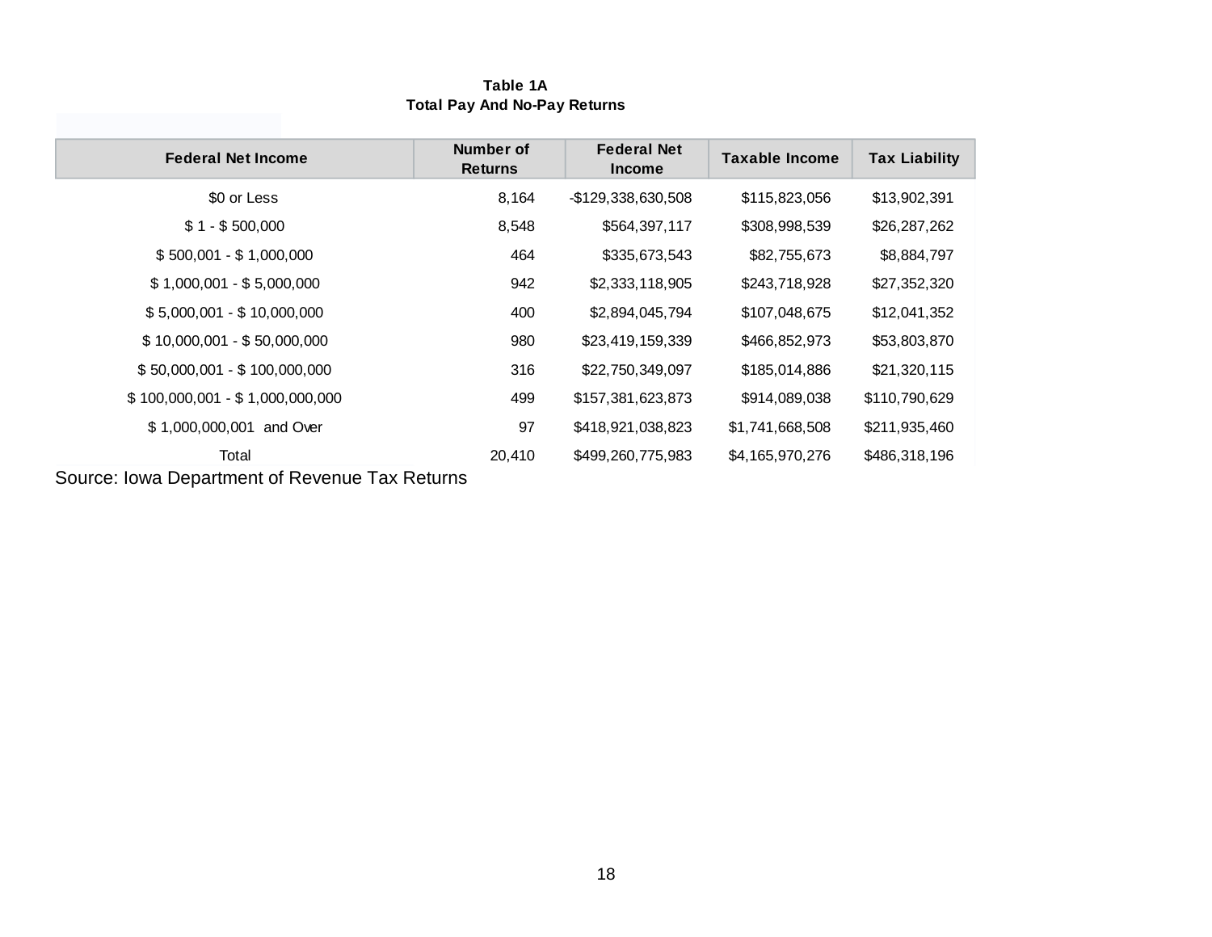**Table 1A**
**Total Pay And No-Pay Returns**

| Federal Net Income | Number of Returns | Federal Net Income | Taxable Income | Tax Liability |
|---|---|---|---|---|
| $0 or Less | 8,164 | -$129,338,630,508 | $115,823,056 | $13,902,391 |
| $ 1 - $ 500,000 | 8,548 | $564,397,117 | $308,998,539 | $26,287,262 |
| $ 500,001 - $ 1,000,000 | 464 | $335,673,543 | $82,755,673 | $8,884,797 |
| $ 1,000,001 - $ 5,000,000 | 942 | $2,333,118,905 | $243,718,928 | $27,352,320 |
| $ 5,000,001 - $ 10,000,000 | 400 | $2,894,045,794 | $107,048,675 | $12,041,352 |
| $ 10,000,001 - $ 50,000,000 | 980 | $23,419,159,339 | $466,852,973 | $53,803,870 |
| $ 50,000,001 - $ 100,000,000 | 316 | $22,750,349,097 | $185,014,886 | $21,320,115 |
| $ 100,000,001 - $ 1,000,000,000 | 499 | $157,381,623,873 | $914,089,038 | $110,790,629 |
| $ 1,000,000,001 and Over | 97 | $418,921,038,823 | $1,741,668,508 | $211,935,460 |
| Total | 20,410 | $499,260,775,983 | $4,165,970,276 | $486,318,196 |

Source: Iowa Department of Revenue Tax Returns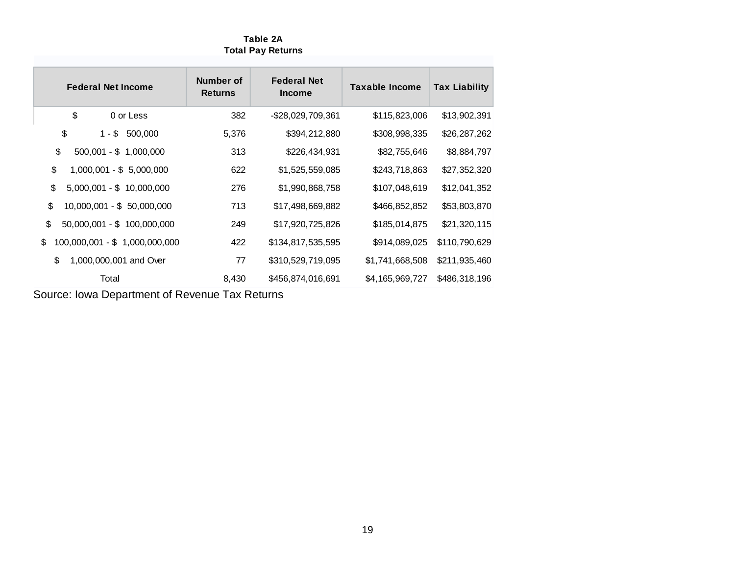**Table 2A**
**Total Pay Returns**

| Federal Net Income | Number of Returns | Federal Net Income | Taxable Income | Tax Liability |
|---|---|---|---|---|
| $ 0 or Less | 382 | -$28,029,709,361 | $115,823,006 | $13,902,391 |
| $ 1 - $ 500,000 | 5,376 | $394,212,880 | $308,998,335 | $26,287,262 |
| $ 500,001 - $ 1,000,000 | 313 | $226,434,931 | $82,755,646 | $8,884,797 |
| $ 1,000,001 - $ 5,000,000 | 622 | $1,525,559,085 | $243,718,863 | $27,352,320 |
| $ 5,000,001 - $ 10,000,000 | 276 | $1,990,868,758 | $107,048,619 | $12,041,352 |
| $ 10,000,001 - $ 50,000,000 | 713 | $17,498,669,882 | $466,852,852 | $53,803,870 |
| $ 50,000,001 - $ 100,000,000 | 249 | $17,920,725,826 | $185,014,875 | $21,320,115 |
| $ 100,000,001 - $ 1,000,000,000 | 422 | $134,817,535,595 | $914,089,025 | $110,790,629 |
| $ 1,000,000,001 and Over | 77 | $310,529,719,095 | $1,741,668,508 | $211,935,460 |
| Total | 8,430 | $456,874,016,691 | $4,165,969,727 | $486,318,196 |

Source: Iowa Department of Revenue Tax Returns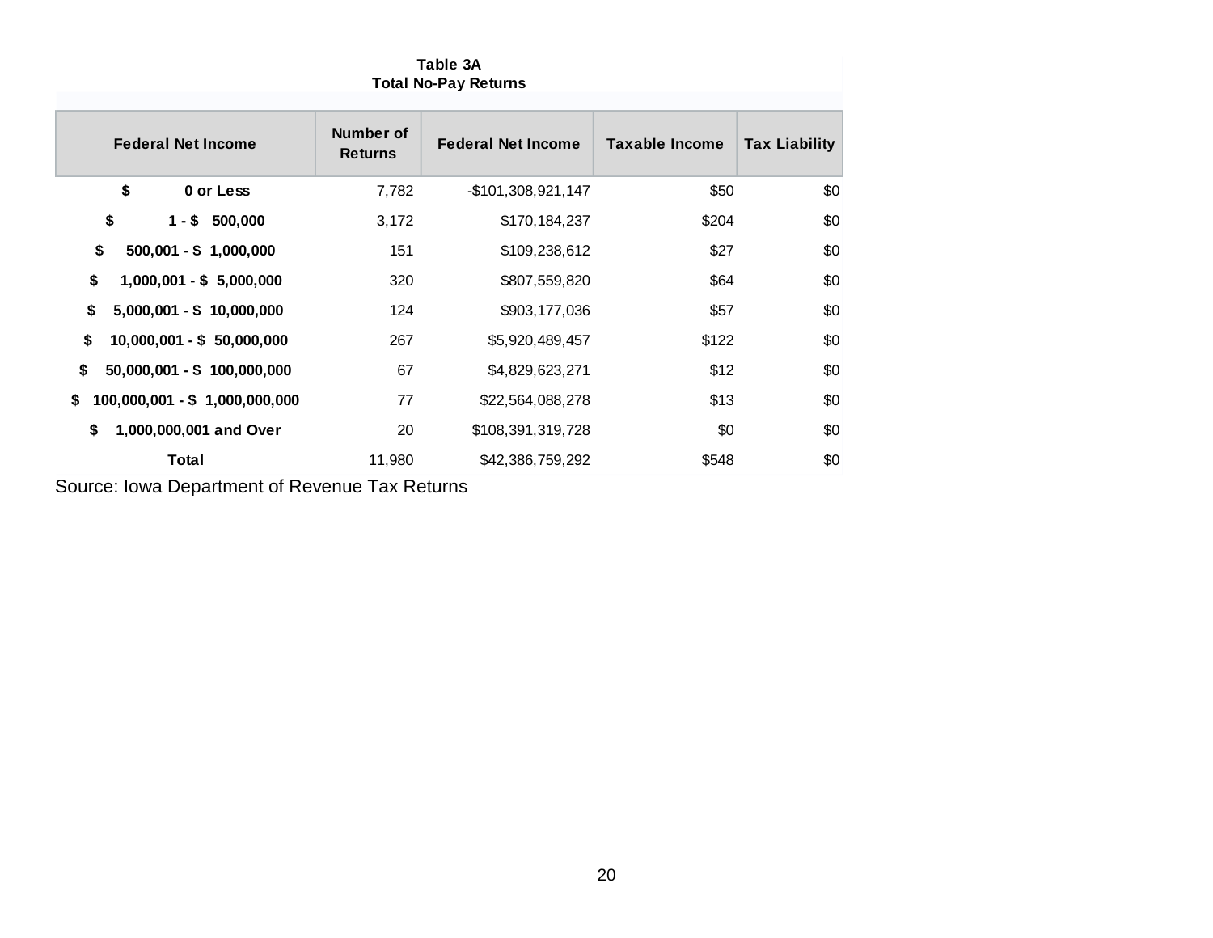**Table 3A**
**Total No-Pay Returns**

| Federal Net Income | Number of Returns | Federal Net Income | Taxable Income | Tax Liability |
|---|---|---|---|---|
| **$ 0 or Less** | 7,782 | -$101,308,921,147 | $50 | $0 |
| **$ 1 - $ 500,000** | 3,172 | $170,184,237 | $204 | $0 |
| **$ 500,001 - $ 1,000,000** | 151 | $109,238,612 | $27 | $0 |
| **$ 1,000,001 - $ 5,000,000** | 320 | $807,559,820 | $64 | $0 |
| **$ 5,000,001 - $ 10,000,000** | 124 | $903,177,036 | $57 | $0 |
| **$ 10,000,001 - $ 50,000,000** | 267 | $5,920,489,457 | $122 | $0 |
| **$ 50,000,001 - $ 100,000,000** | 67 | $4,829,623,271 | $12 | $0 |
| **$ 100,000,001 - $ 1,000,000,000** | 77 | $22,564,088,278 | $13 | $0 |
| **$ 1,000,000,001 and Over** | 20 | $108,391,319,728 | $0 | $0 |
| **Total** | 11,980 | $42,386,759,292 | $548 | $0 |

Source: Iowa Department of Revenue Tax Returns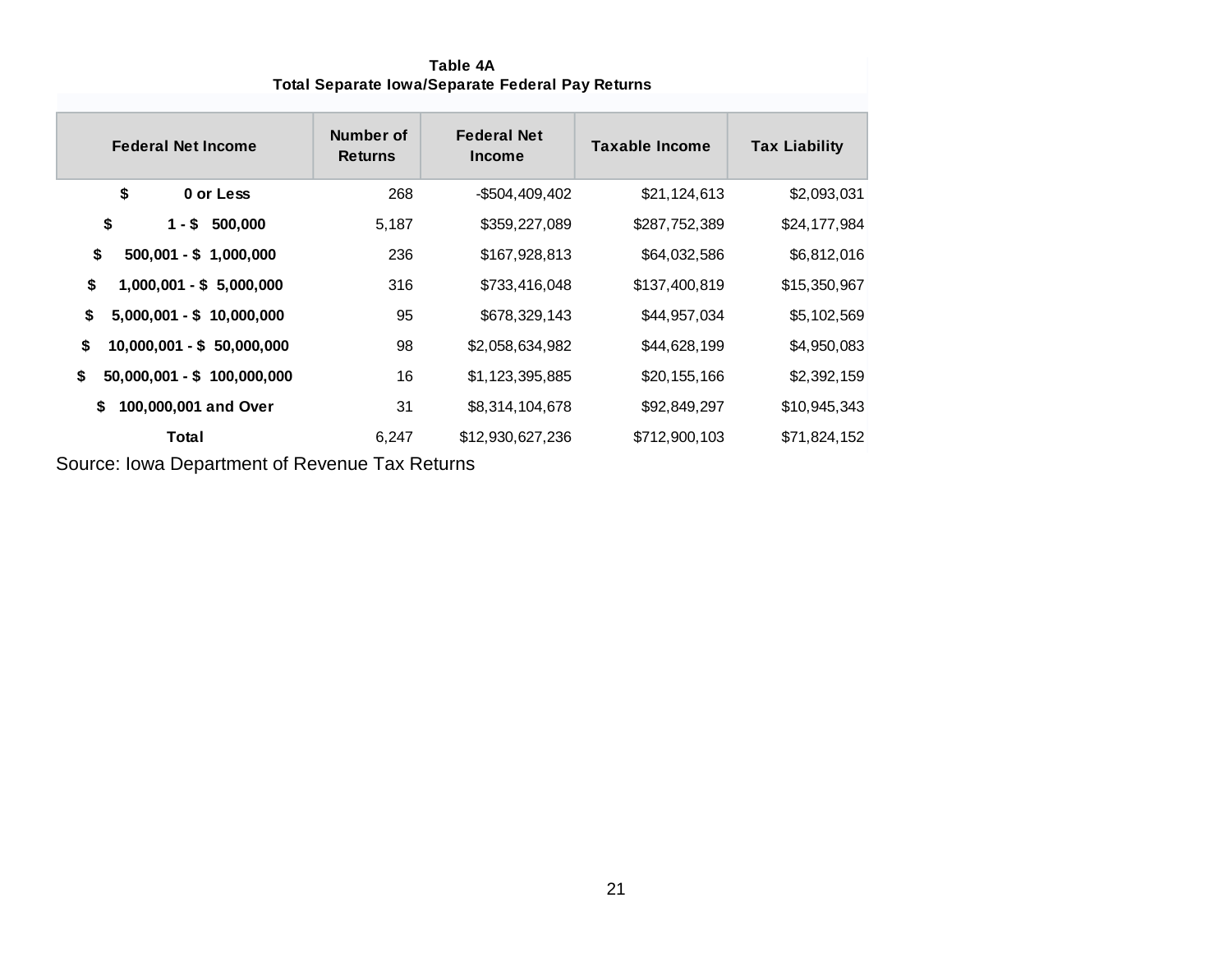## Table 4A
### Total Separate Iowa/Separate Federal Pay Returns

| Federal Net Income | Number of Returns | Federal Net Income | Taxable Income | Tax Liability |
|---|---|---|---|---|
| **$ 0 or Less** | 268 | -$504,409,402 | $21,124,613 | $2,093,031 |
| **$ 1 - $ 500,000** | 5,187 | $359,227,089 | $287,752,389 | $24,177,984 |
| **$ 500,001 - $ 1,000,000** | 236 | $167,928,813 | $64,032,586 | $6,812,016 |
| **$ 1,000,001 - $ 5,000,000** | 316 | $733,416,048 | $137,400,819 | $15,350,967 |
| **$ 5,000,001 - $ 10,000,000** | 95 | $678,329,143 | $44,957,034 | $5,102,569 |
| **$ 10,000,001 - $ 50,000,000** | 98 | $2,058,634,982 | $44,628,199 | $4,950,083 |
| **$ 50,000,001 - $ 100,000,000** | 16 | $1,123,395,885 | $20,155,166 | $2,392,159 |
| **$ 100,000,001 and Over** | 31 | $8,314,104,678 | $92,849,297 | $10,945,343 |
| **Total** | 6,247 | $12,930,627,236 | $712,900,103 | $71,824,152 |

Source: Iowa Department of Revenue Tax Returns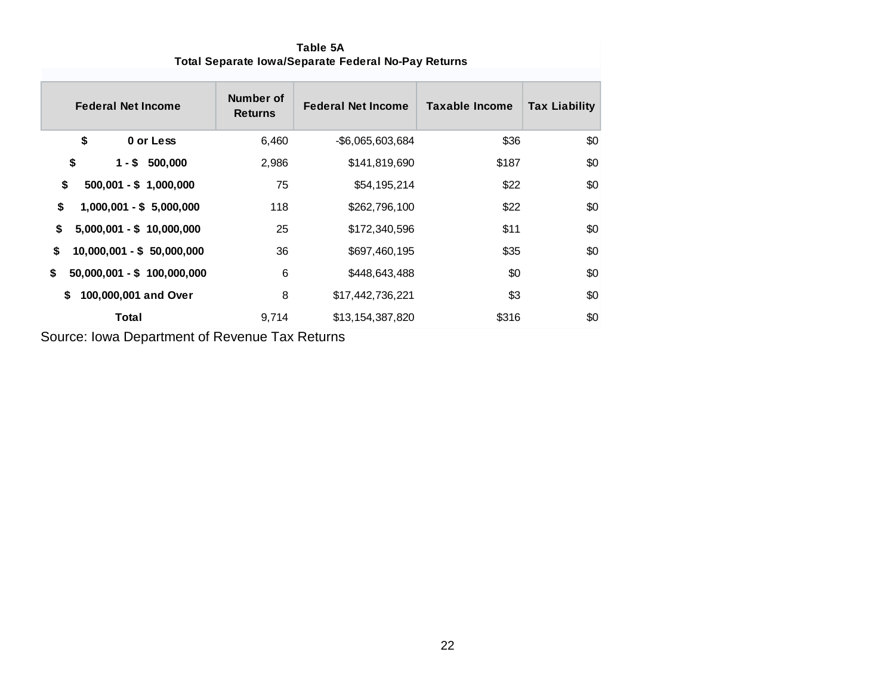**Table 5A**
**Total Separate Iowa/Separate Federal No-Pay Returns**

| Federal Net Income | Number of Returns | Federal Net Income | Taxable Income | Tax Liability |
|---|---|---|---|---|
| **$ 0 or Less** | 6,460 | -$6,065,603,684 | $36 | $0 |
| **$ 1 - $ 500,000** | 2,986 | $141,819,690 | $187 | $0 |
| **$ 500,001 - $ 1,000,000** | 75 | $54,195,214 | $22 | $0 |
| **$ 1,000,001 - $ 5,000,000** | 118 | $262,796,100 | $22 | $0 |
| **$ 5,000,001 - $ 10,000,000** | 25 | $172,340,596 | $11 | $0 |
| **$ 10,000,001 - $ 50,000,000** | 36 | $697,460,195 | $35 | $0 |
| **$ 50,000,001 - $ 100,000,000** | 6 | $448,643,488 | $0 | $0 |
| **$ 100,000,001 and Over** | 8 | $17,442,736,221 | $3 | $0 |
| **Total** | 9,714 | $13,154,387,820 | $316 | $0 |

Source: Iowa Department of Revenue Tax Returns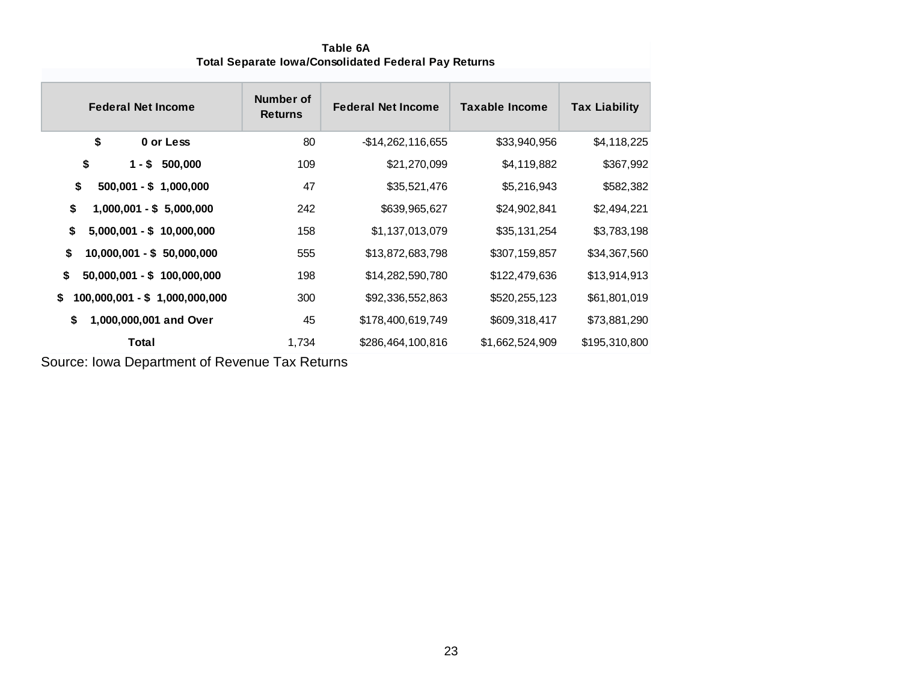**Table 6A**
**Total Separate Iowa/Consolidated Federal Pay Returns**

| Federal Net Income | Number of Returns | Federal Net Income | Taxable Income | Tax Liability |
|---|---|---|---|---|
| **$ 0 or Less** | 80 | -$14,262,116,655 | $33,940,956 | $4,118,225 |
| **$ 1 - $ 500,000** | 109 | $21,270,099 | $4,119,882 | $367,992 |
| **$ 500,001 - $ 1,000,000** | 47 | $35,521,476 | $5,216,943 | $582,382 |
| **$ 1,000,001 - $ 5,000,000** | 242 | $639,965,627 | $24,902,841 | $2,494,221 |
| **$ 5,000,001 - $ 10,000,000** | 158 | $1,137,013,079 | $35,131,254 | $3,783,198 |
| **$ 10,000,001 - $ 50,000,000** | 555 | $13,872,683,798 | $307,159,857 | $34,367,560 |
| **$ 50,000,001 - $ 100,000,000** | 198 | $14,282,590,780 | $122,479,636 | $13,914,913 |
| **$ 100,000,001 - $ 1,000,000,000** | 300 | $92,336,552,863 | $520,255,123 | $61,801,019 |
| **$ 1,000,000,001 and Over** | 45 | $178,400,619,749 | $609,318,417 | $73,881,290 |
| **Total** | 1,734 | $286,464,100,816 | $1,662,524,909 | $195,310,800 |

Source: Iowa Department of Revenue Tax Returns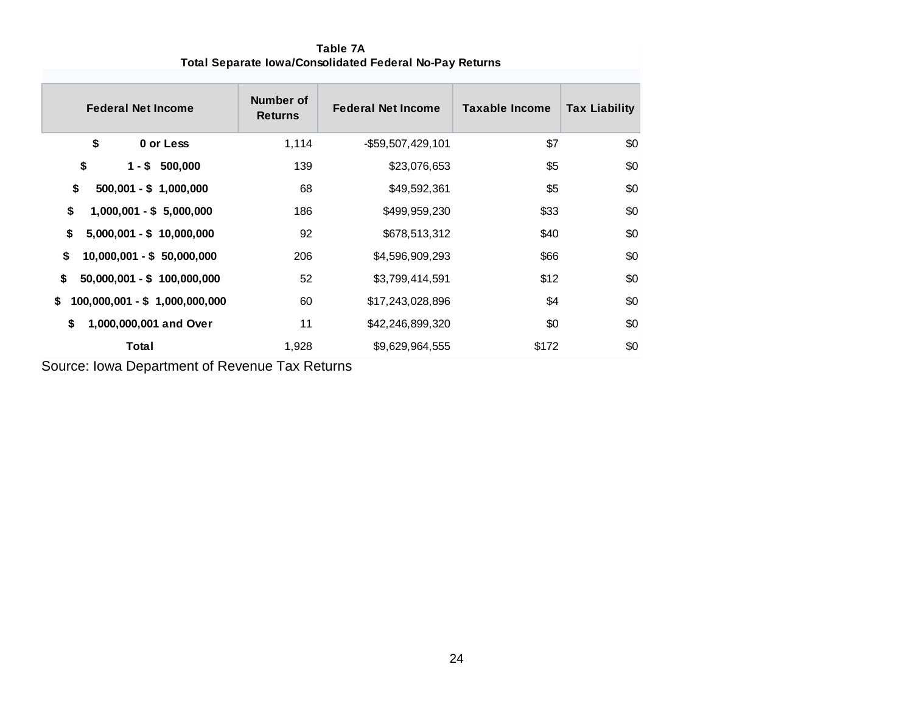**Table 7A**
**Total Separate Iowa/Consolidated Federal No-Pay Returns**

| Federal Net Income | Number of Returns | Federal Net Income | Taxable Income | Tax Liability |
|---|---|---|---|---|
| **$ 0 or Less** | 1,114 | -$59,507,429,101 | $7 | $0 |
| **$ 1 - $ 500,000** | 139 | $23,076,653 | $5 | $0 |
| **$ 500,001 - $ 1,000,000** | 68 | $49,592,361 | $5 | $0 |
| **$ 1,000,001 - $ 5,000,000** | 186 | $499,959,230 | $33 | $0 |
| **$ 5,000,001 - $ 10,000,000** | 92 | $678,513,312 | $40 | $0 |
| **$ 10,000,001 - $ 50,000,000** | 206 | $4,596,909,293 | $66 | $0 |
| **$ 50,000,001 - $ 100,000,000** | 52 | $3,799,414,591 | $12 | $0 |
| **$ 100,000,001 - $ 1,000,000,000** | 60 | $17,243,028,896 | $4 | $0 |
| **$ 1,000,000,001 and Over** | 11 | $42,246,899,320 | $0 | $0 |
| **Total** | 1,928 | $9,629,964,555 | $172 | $0 |

Source: Iowa Department of Revenue Tax Returns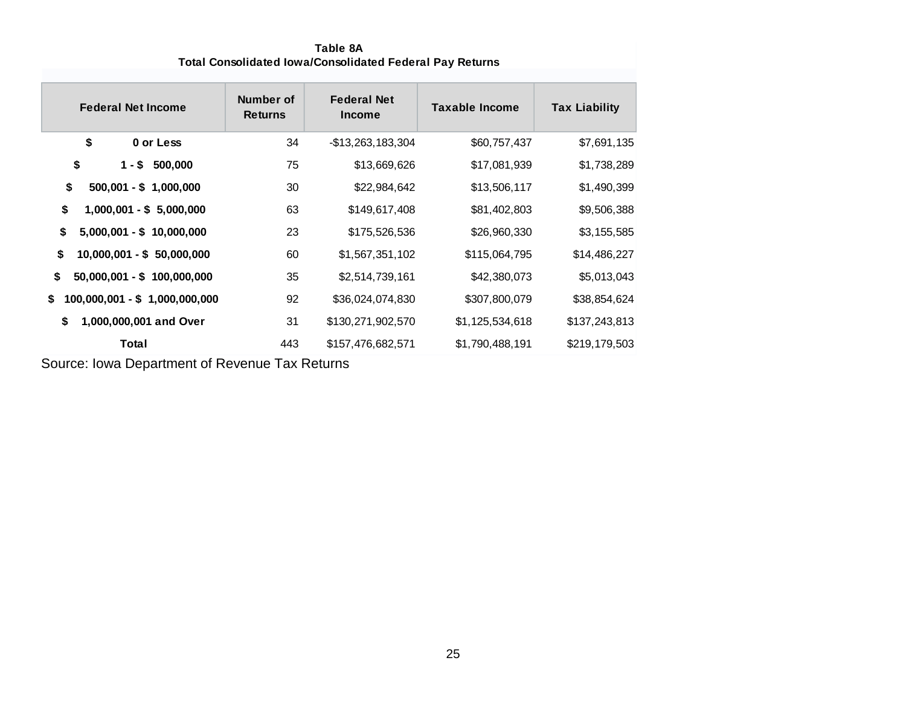**Table 8A**
**Total Consolidated Iowa/Consolidated Federal Pay Returns**

| Federal Net Income | Number of Returns | Federal Net Income | Taxable Income | Tax Liability |
|---|---|---|---|---|
| $ 0 or Less | 34 | -$13,263,183,304 | $60,757,437 | $7,691,135 |
| $ 1 - $ 500,000 | 75 | $13,669,626 | $17,081,939 | $1,738,289 |
| $ 500,001 - $ 1,000,000 | 30 | $22,984,642 | $13,506,117 | $1,490,399 |
| $ 1,000,001 - $ 5,000,000 | 63 | $149,617,408 | $81,402,803 | $9,506,388 |
| $ 5,000,001 - $ 10,000,000 | 23 | $175,526,536 | $26,960,330 | $3,155,585 |
| $ 10,000,001 - $ 50,000,000 | 60 | $1,567,351,102 | $115,064,795 | $14,486,227 |
| $ 50,000,001 - $ 100,000,000 | 35 | $2,514,739,161 | $42,380,073 | $5,013,043 |
| $ 100,000,001 - $ 1,000,000,000 | 92 | $36,024,074,830 | $307,800,079 | $38,854,624 |
| $ 1,000,000,001 and Over | 31 | $130,271,902,570 | $1,125,534,618 | $137,243,813 |
| **Total** | 443 | $157,476,682,571 | $1,790,488,191 | $219,179,503 |

Source: Iowa Department of Revenue Tax Returns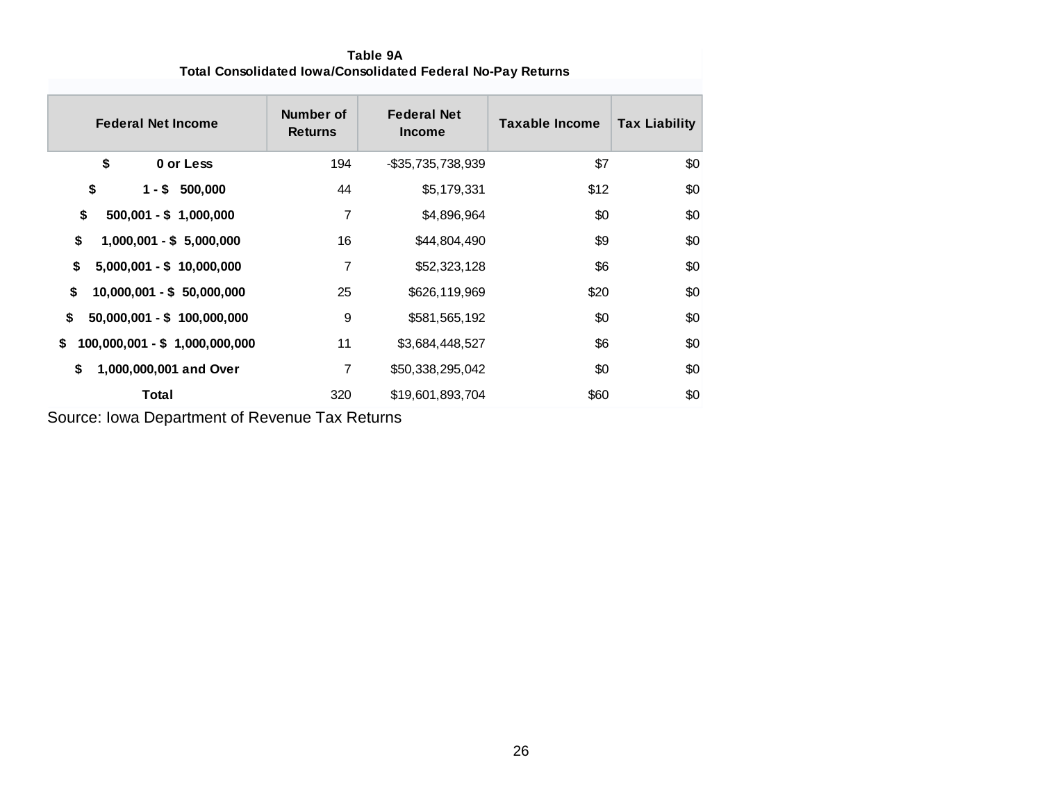## Table 9A
### Total Consolidated Iowa/Consolidated Federal No-Pay Returns

| Federal Net Income | Number of Returns | Federal Net Income | Taxable Income | Tax Liability |
|---|---|---|---|---|
| $ 0 or Less | 194 | -$35,735,738,939 | $7 | $0 |
| $ 1 - $ 500,000 | 44 | $5,179,331 | $12 | $0 |
| $ 500,001 - $ 1,000,000 | 7 | $4,896,964 | $0 | $0 |
| $ 1,000,001 - $ 5,000,000 | 16 | $44,804,490 | $9 | $0 |
| $ 5,000,001 - $ 10,000,000 | 7 | $52,323,128 | $6 | $0 |
| $ 10,000,001 - $ 50,000,000 | 25 | $626,119,969 | $20 | $0 |
| $ 50,000,001 - $ 100,000,000 | 9 | $581,565,192 | $0 | $0 |
| $ 100,000,001 - $ 1,000,000,000 | 11 | $3,684,448,527 | $6 | $0 |
| $ 1,000,000,001 and Over | 7 | $50,338,295,042 | $0 | $0 |
| Total | 320 | $19,601,893,704 | $60 | $0 |

Source: Iowa Department of Revenue Tax Returns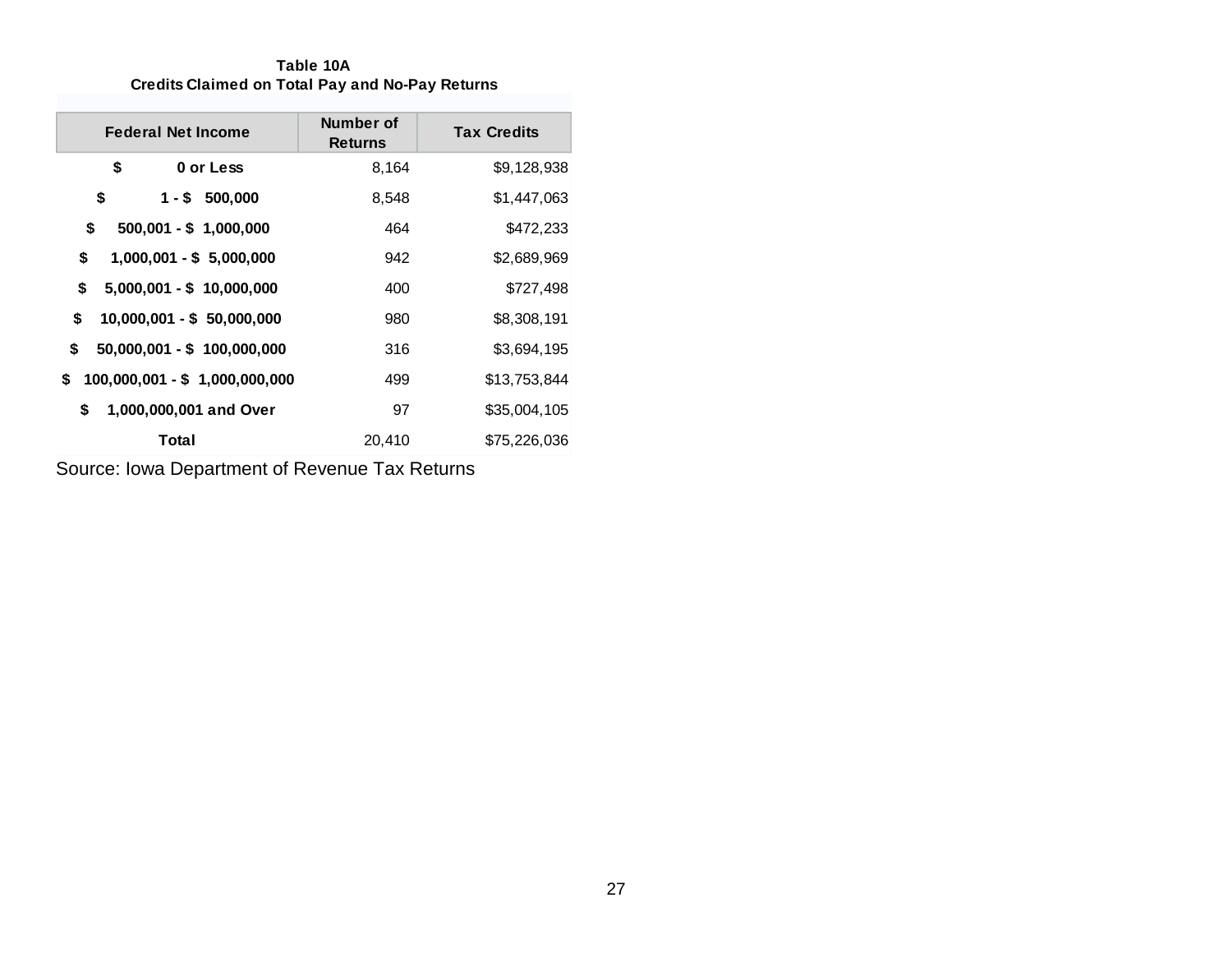**Table 10A**
**Credits Claimed on Total Pay and No-Pay Returns**

| Federal Net Income | Number of Returns | Tax Credits |
|---|---|---|
| **$ 0 or Less** | 8,164 | $9,128,938 |
| **$ 1 - $ 500,000** | 8,548 | $1,447,063 |
| **$ 500,001 - $ 1,000,000** | 464 | $472,233 |
| **$ 1,000,001 - $ 5,000,000** | 942 | $2,689,969 |
| **$ 5,000,001 - $ 10,000,000** | 400 | $727,498 |
| **$ 10,000,001 - $ 50,000,000** | 980 | $8,308,191 |
| **$ 50,000,001 - $ 100,000,000** | 316 | $3,694,195 |
| **$ 100,000,001 - $ 1,000,000,000** | 499 | $13,753,844 |
| **$ 1,000,000,001 and Over** | 97 | $35,004,105 |
| **Total** | 20,410 | $75,226,036 |

Source: Iowa Department of Revenue Tax Returns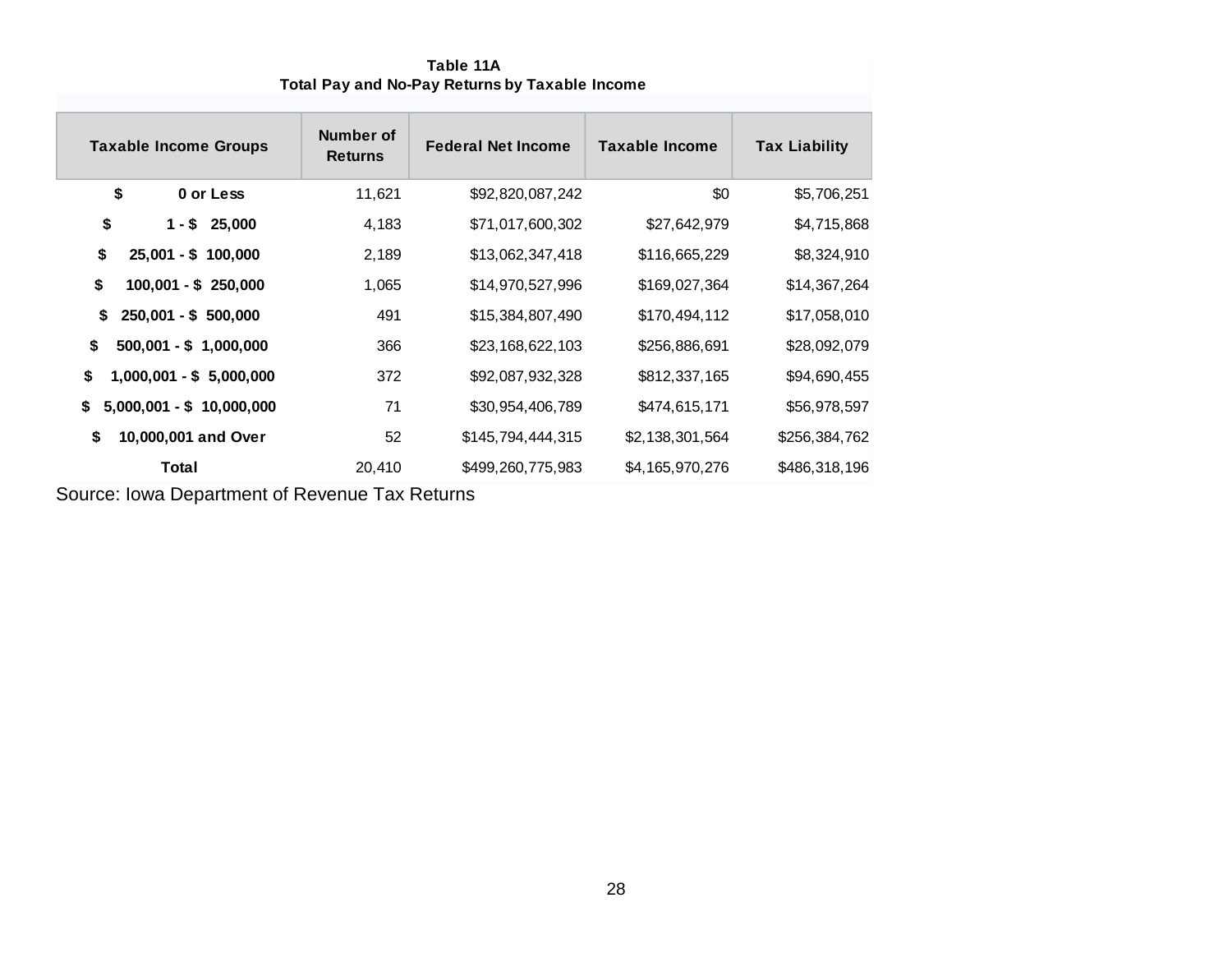## Table 11A
### Total Pay and No-Pay Returns by Taxable Income

| Taxable Income Groups | Number of Returns | Federal Net Income | Taxable Income | Tax Liability |
|---|---|---|---|---|
| $ 0 or Less | 11,621 | $92,820,087,242 | $0 | $5,706,251 |
| $ 1 - $ 25,000 | 4,183 | $71,017,600,302 | $27,642,979 | $4,715,868 |
| $ 25,001 - $ 100,000 | 2,189 | $13,062,347,418 | $116,665,229 | $8,324,910 |
| $ 100,001 - $ 250,000 | 1,065 | $14,970,527,996 | $169,027,364 | $14,367,264 |
| $ 250,001 - $ 500,000 | 491 | $15,384,807,490 | $170,494,112 | $17,058,010 |
| $ 500,001 - $ 1,000,000 | 366 | $23,168,622,103 | $256,886,691 | $28,092,079 |
| $ 1,000,001 - $ 5,000,000 | 372 | $92,087,932,328 | $812,337,165 | $94,690,455 |
| $ 5,000,001 - $ 10,000,000 | 71 | $30,954,406,789 | $474,615,171 | $56,978,597 |
| $ 10,000,001 and Over | 52 | $145,794,444,315 | $2,138,301,564 | $256,384,762 |
| **Total** | 20,410 | $499,260,775,983 | $4,165,970,276 | $486,318,196 |

Source: Iowa Department of Revenue Tax Returns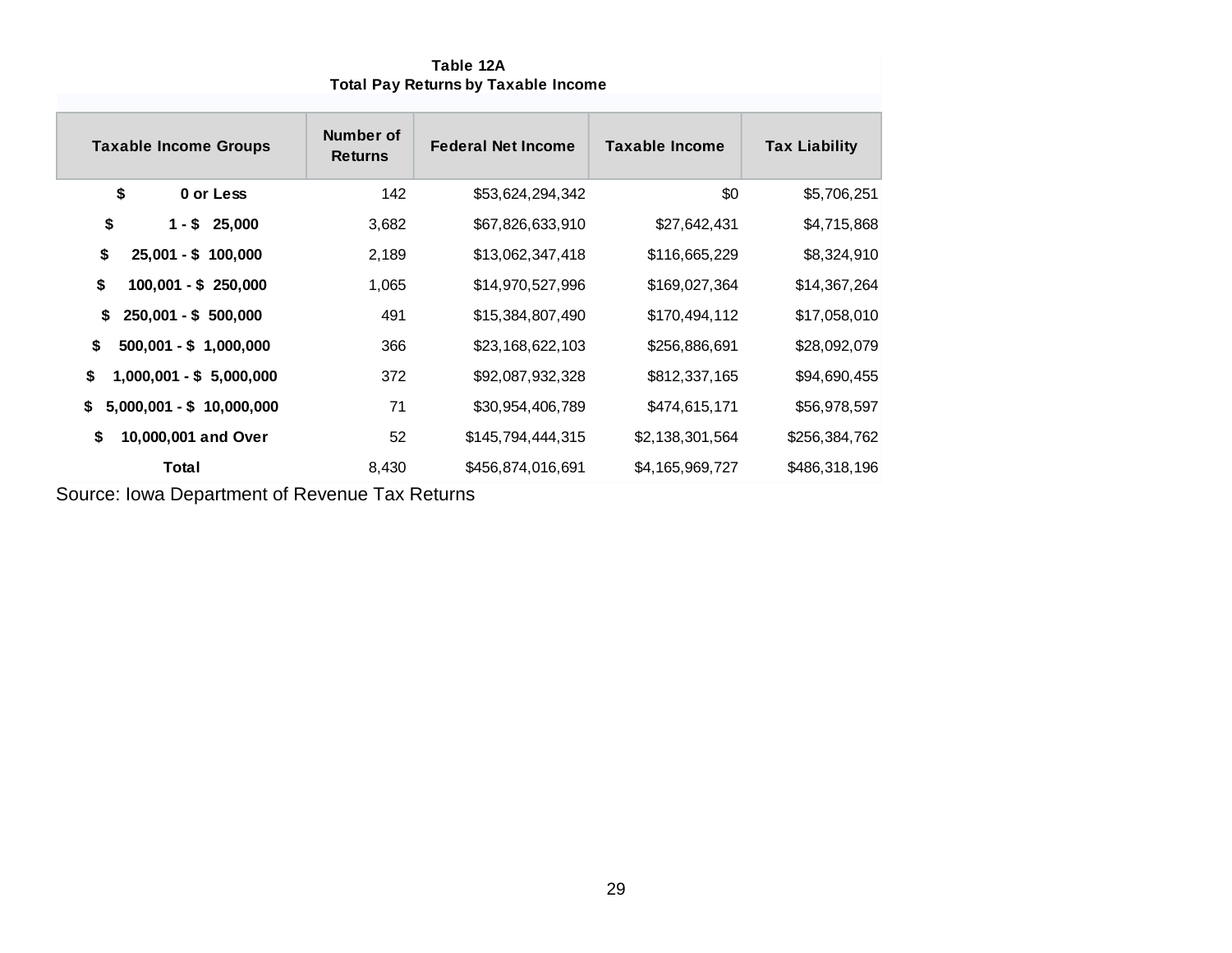**Table 12A**
**Total Pay Returns by Taxable Income**

| Taxable Income Groups | Number of Returns | Federal Net Income | Taxable Income | Tax Liability |
|---|---|---|---|---|
| $ 0 or Less | 142 | $53,624,294,342 | $0 | $5,706,251 |
| $ 1 - $ 25,000 | 3,682 | $67,826,633,910 | $27,642,431 | $4,715,868 |
| $ 25,001 - $ 100,000 | 2,189 | $13,062,347,418 | $116,665,229 | $8,324,910 |
| $ 100,001 - $ 250,000 | 1,065 | $14,970,527,996 | $169,027,364 | $14,367,264 |
| $ 250,001 - $ 500,000 | 491 | $15,384,807,490 | $170,494,112 | $17,058,010 |
| $ 500,001 - $ 1,000,000 | 366 | $23,168,622,103 | $256,886,691 | $28,092,079 |
| $ 1,000,001 - $ 5,000,000 | 372 | $92,087,932,328 | $812,337,165 | $94,690,455 |
| $ 5,000,001 - $ 10,000,000 | 71 | $30,954,406,789 | $474,615,171 | $56,978,597 |
| $ 10,000,001 and Over | 52 | $145,794,444,315 | $2,138,301,564 | $256,384,762 |
| **Total** | 8,430 | $456,874,016,691 | $4,165,969,727 | $486,318,196 |

Source: Iowa Department of Revenue Tax Returns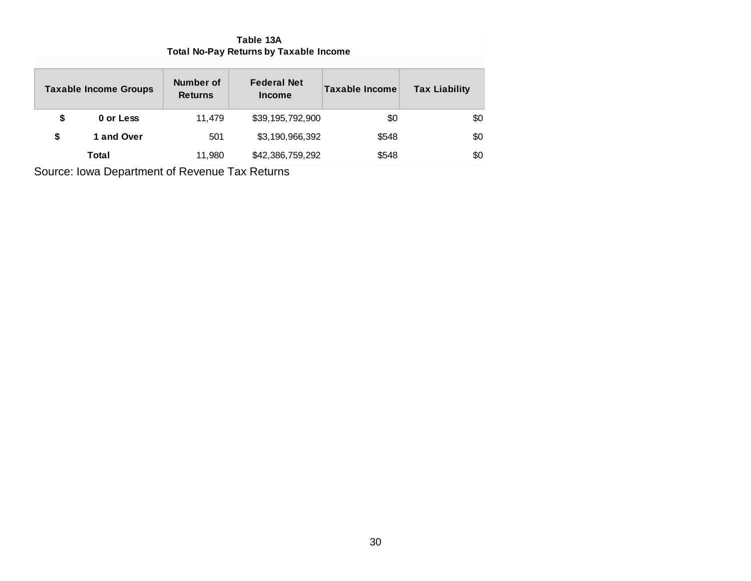**Table 13A**
**Total No-Pay Returns by Taxable Income**

| Taxable Income Groups | Number of Returns | Federal Net Income | Taxable Income | Tax Liability |
|---|---|---|---|---|
| $ 0 or Less | 11,479 | $39,195,792,900 | $0 | $0 |
| $ 1 and Over | 501 | $3,190,966,392 | $548 | $0 |
| Total | 11,980 | $42,386,759,292 | $548 | $0 |

Source: Iowa Department of Revenue Tax Returns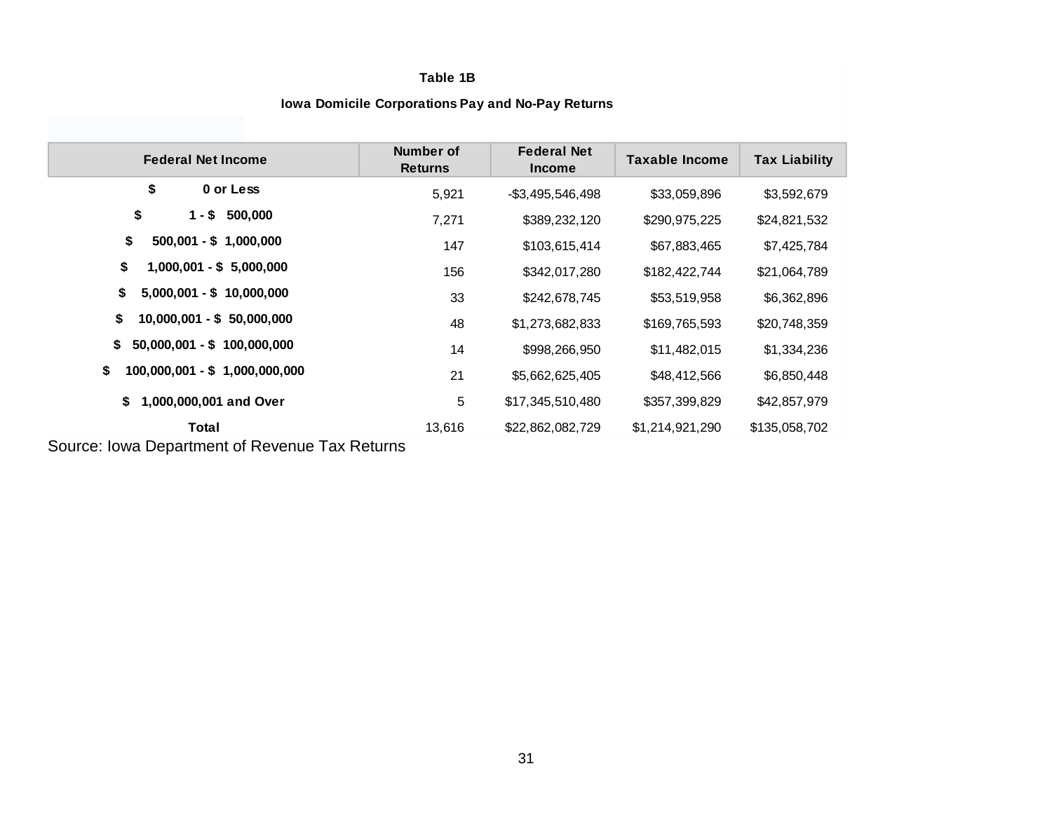**Table 1B**

**Iowa Domicile Corporations Pay and No-Pay Returns**

| Federal Net Income | Number of Returns | Federal Net Income | Taxable Income | Tax Liability |
|---|---|---|---|---|
| $ 0 or Less | 5,921 | -$3,495,546,498 | $33,059,896 | $3,592,679 |
| $ 1 - $ 500,000 | 7,271 | $389,232,120 | $290,975,225 | $24,821,532 |
| $ 500,001 - $ 1,000,000 | 147 | $103,615,414 | $67,883,465 | $7,425,784 |
| $ 1,000,001 - $ 5,000,000 | 156 | $342,017,280 | $182,422,744 | $21,064,789 |
| $ 5,000,001 - $ 10,000,000 | 33 | $242,678,745 | $53,519,958 | $6,362,896 |
| $ 10,000,001 - $ 50,000,000 | 48 | $1,273,682,833 | $169,765,593 | $20,748,359 |
| $ 50,000,001 - $ 100,000,000 | 14 | $998,266,950 | $11,482,015 | $1,334,236 |
| $ 100,000,001 - $ 1,000,000,000 | 21 | $5,662,625,405 | $48,412,566 | $6,850,448 |
| $ 1,000,000,001 and Over | 5 | $17,345,510,480 | $357,399,829 | $42,857,979 |
| **Total** | 13,616 | $22,862,082,729 | $1,214,921,290 | $135,058,702 |

Source: Iowa Department of Revenue Tax Returns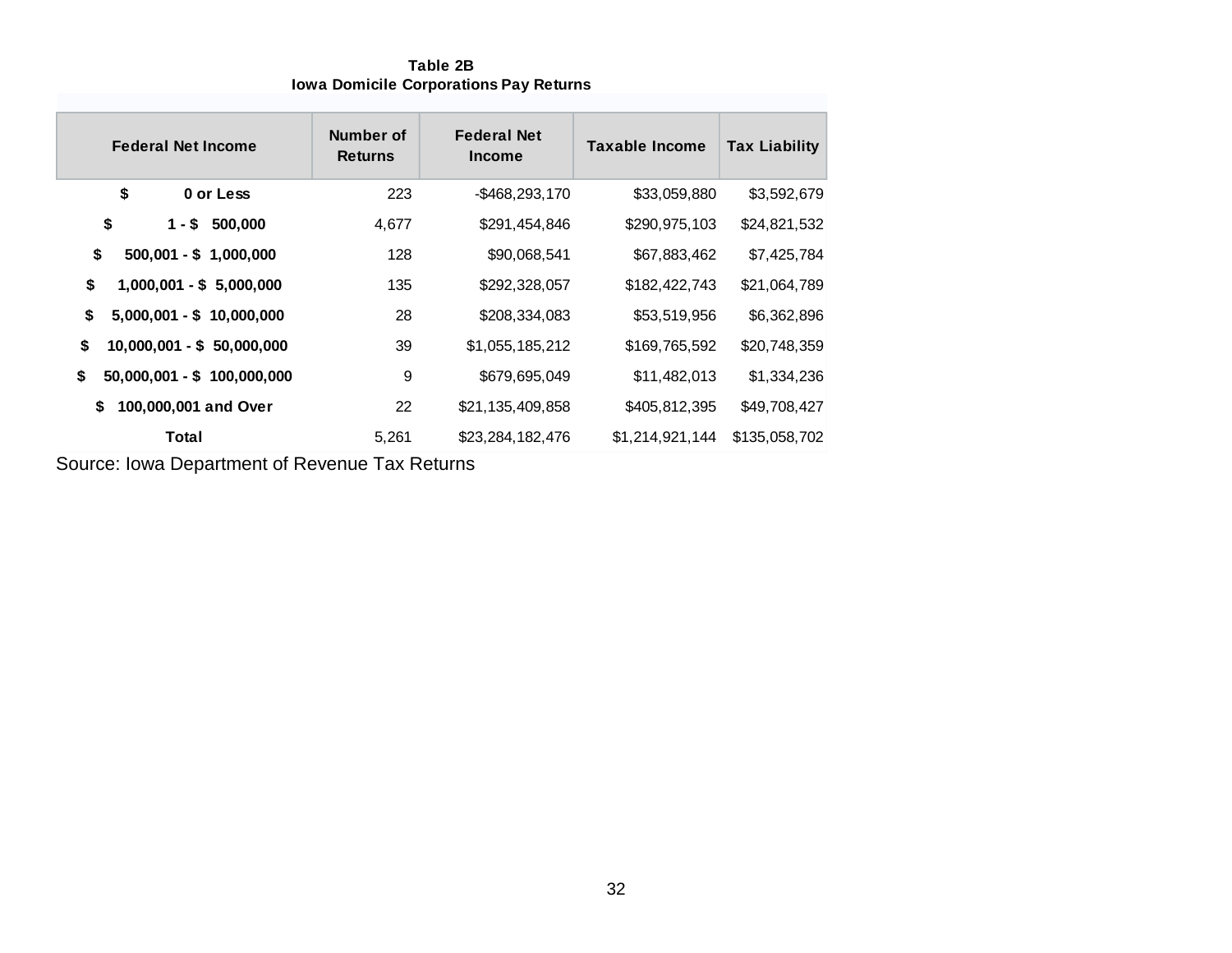**Table 2B**
**Iowa Domicile Corporations Pay Returns**

| Federal Net Income | Number of Returns | Federal Net Income | Taxable Income | Tax Liability |
|---|---|---|---|---|
| **$ 0 or Less** | 223 | -$468,293,170 | $33,059,880 | $3,592,679 |
| **$ 1 - $ 500,000** | 4,677 | $291,454,846 | $290,975,103 | $24,821,532 |
| **$ 500,001 - $ 1,000,000** | 128 | $90,068,541 | $67,883,462 | $7,425,784 |
| **$ 1,000,001 - $ 5,000,000** | 135 | $292,328,057 | $182,422,743 | $21,064,789 |
| **$ 5,000,001 - $ 10,000,000** | 28 | $208,334,083 | $53,519,956 | $6,362,896 |
| **$ 10,000,001 - $ 50,000,000** | 39 | $1,055,185,212 | $169,765,592 | $20,748,359 |
| **$ 50,000,001 - $ 100,000,000** | 9 | $679,695,049 | $11,482,013 | $1,334,236 |
| **$ 100,000,001 and Over** | 22 | $21,135,409,858 | $405,812,395 | $49,708,427 |
| **Total** | 5,261 | $23,284,182,476 | $1,214,921,144 | $135,058,702 |

Source: Iowa Department of Revenue Tax Returns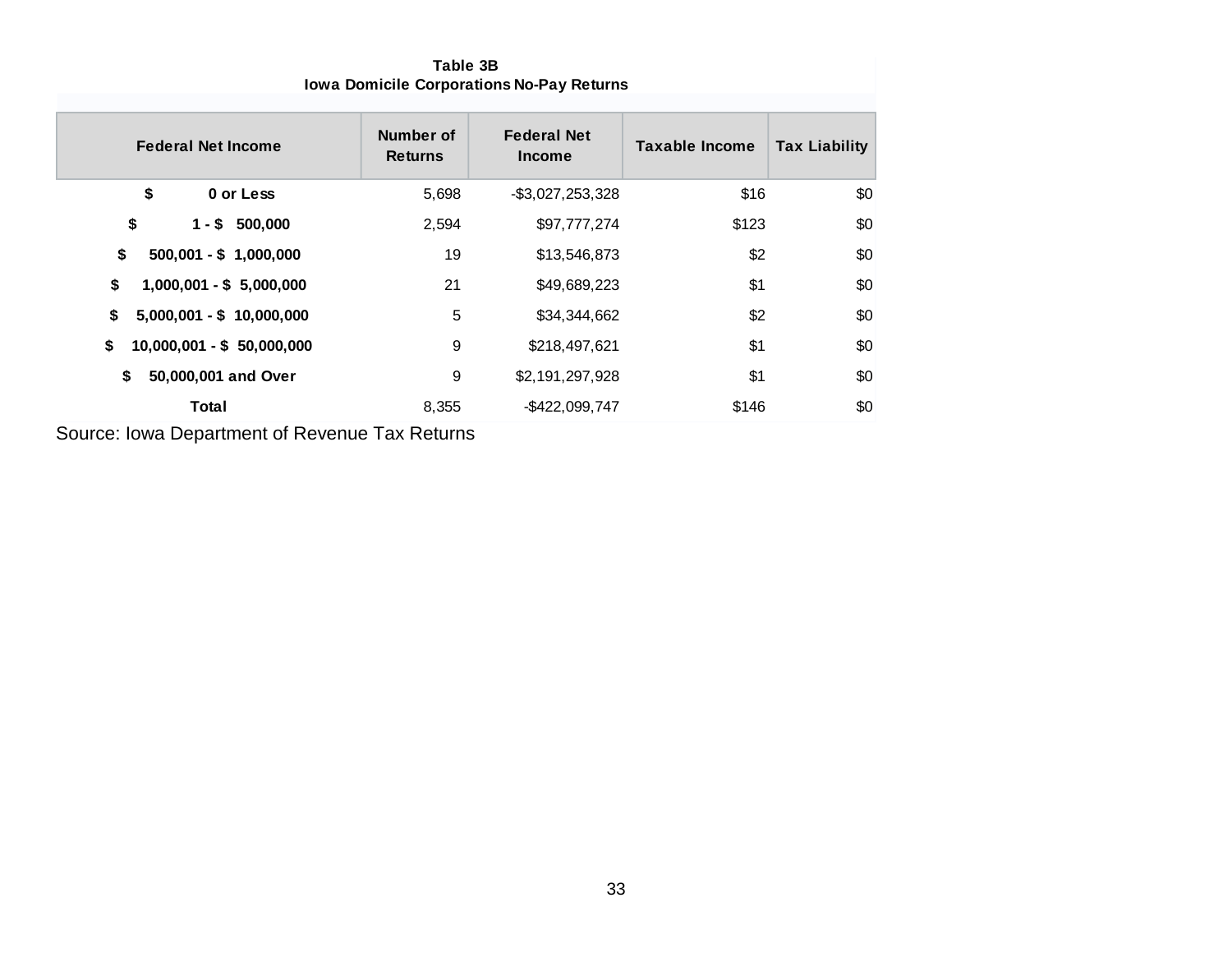**Table 3B**
**Iowa Domicile Corporations No-Pay Returns**

| Federal Net Income | Number of Returns | Federal Net Income | Taxable Income | Tax Liability |
|---|---|---|---|---|
| **$ 0 or Less** | 5,698 | -$3,027,253,328 | $16 | $0 |
| **$ 1 - $ 500,000** | 2,594 | $97,777,274 | $123 | $0 |
| **$ 500,001 - $ 1,000,000** | 19 | $13,546,873 | $2 | $0 |
| **$ 1,000,001 - $ 5,000,000** | 21 | $49,689,223 | $1 | $0 |
| **$ 5,000,001 - $ 10,000,000** | 5 | $34,344,662 | $2 | $0 |
| **$ 10,000,001 - $ 50,000,000** | 9 | $218,497,621 | $1 | $0 |
| **$ 50,000,001 and Over** | 9 | $2,191,297,928 | $1 | $0 |
| **Total** | 8,355 | -$422,099,747 | $146 | $0 |

Source: Iowa Department of Revenue Tax Returns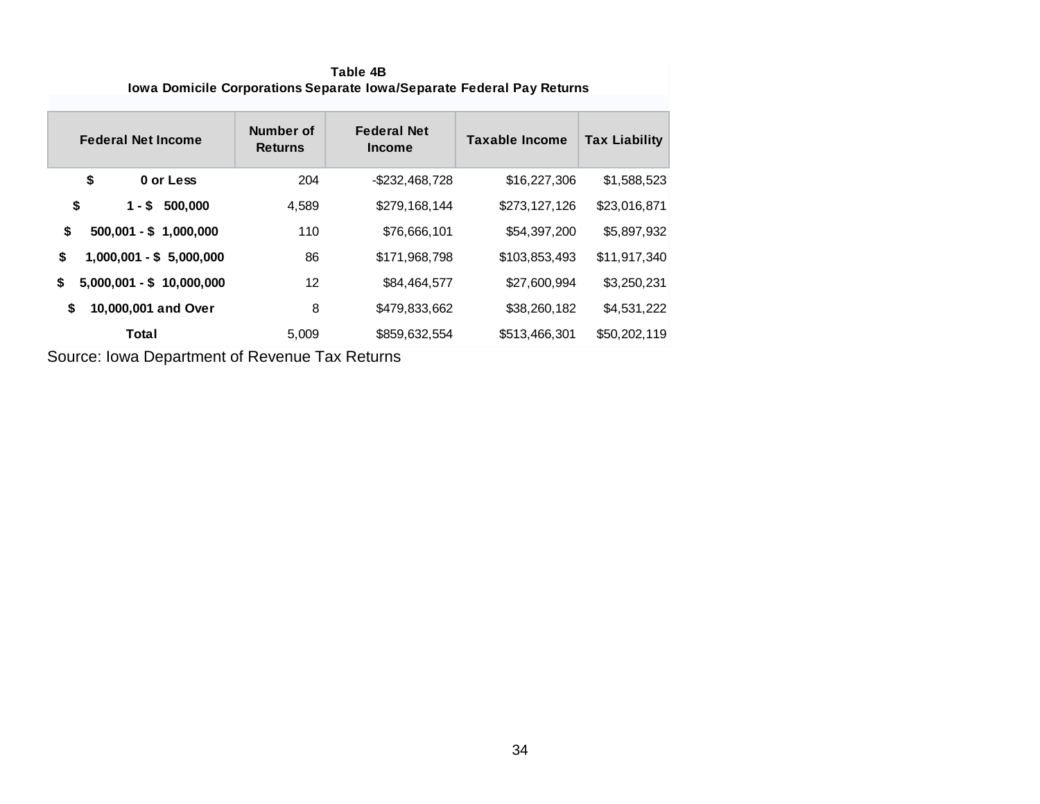**Table 4B**
**Iowa Domicile Corporations Separate Iowa/Separate Federal Pay Returns**

| Federal Net Income | Number of Returns | Federal Net Income | Taxable Income | Tax Liability |
|---|---|---|---|---|
| $ 0 or Less | 204 | -$232,468,728 | $16,227,306 | $1,588,523 |
| $ 1 - $ 500,000 | 4,589 | $279,168,144 | $273,127,126 | $23,016,871 |
| $ 500,001 - $ 1,000,000 | 110 | $76,666,101 | $54,397,200 | $5,897,932 |
| $ 1,000,001 - $ 5,000,000 | 86 | $171,968,798 | $103,853,493 | $11,917,340 |
| $ 5,000,001 - $ 10,000,000 | 12 | $84,464,577 | $27,600,994 | $3,250,231 |
| $ 10,000,001 and Over | 8 | $479,833,662 | $38,260,182 | $4,531,222 |
| Total | 5,009 | $859,632,554 | $513,466,301 | $50,202,119 |

Source: Iowa Department of Revenue Tax Returns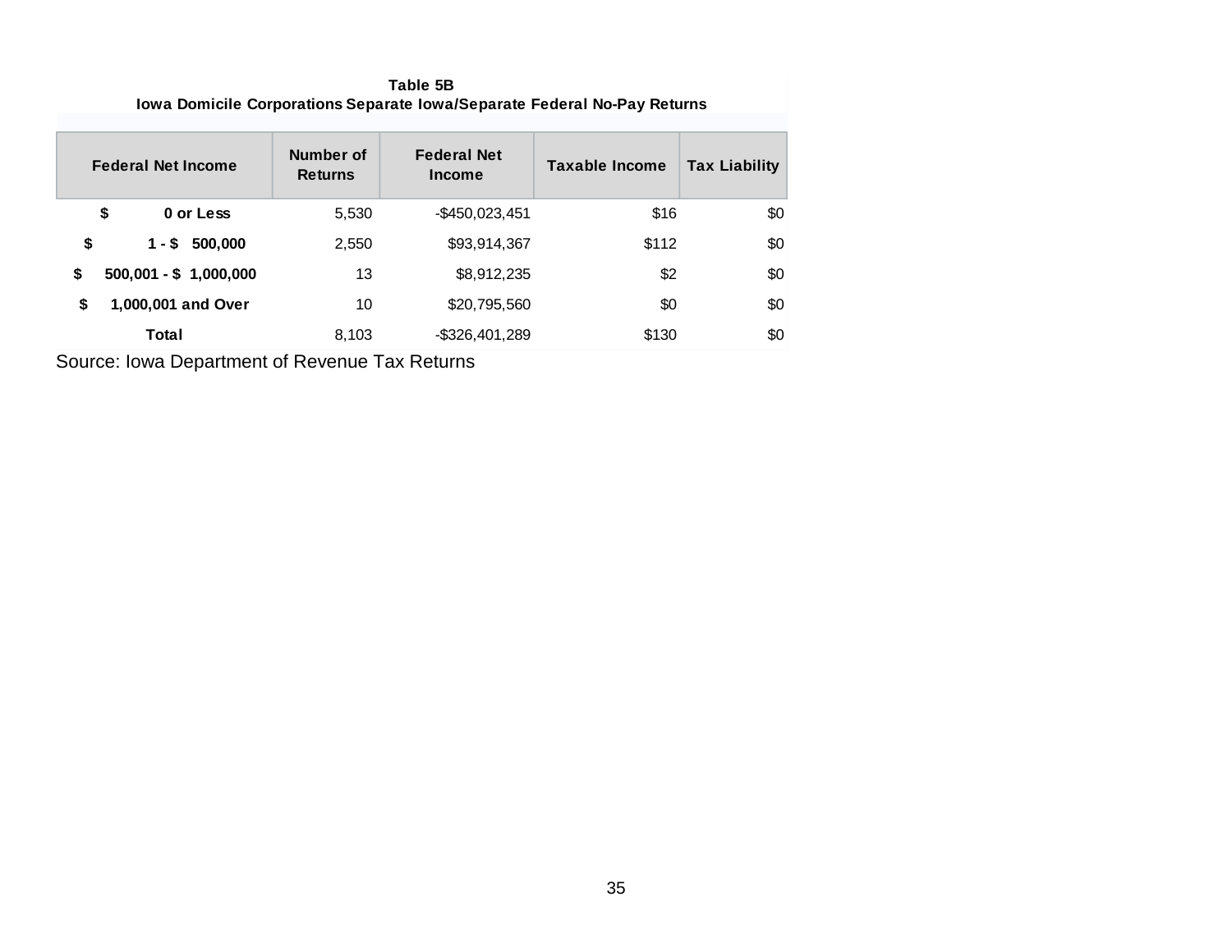**Table 5B**
**Iowa Domicile Corporations Separate Iowa/Separate Federal No-Pay Returns**

| Federal Net Income | Number of Returns | Federal Net Income | Taxable Income | Tax Liability |
|---|---|---|---|---|
| **$ 0 or Less** | 5,530 | -$450,023,451 | $16 | $0 |
| **$ 1 - $ 500,000** | 2,550 | $93,914,367 | $112 | $0 |
| **$ 500,001 - $ 1,000,000** | 13 | $8,912,235 | $2 | $0 |
| **$ 1,000,001 and Over** | 10 | $20,795,560 | $0 | $0 |
| **Total** | 8,103 | -$326,401,289 | $130 | $0 |

Source: Iowa Department of Revenue Tax Returns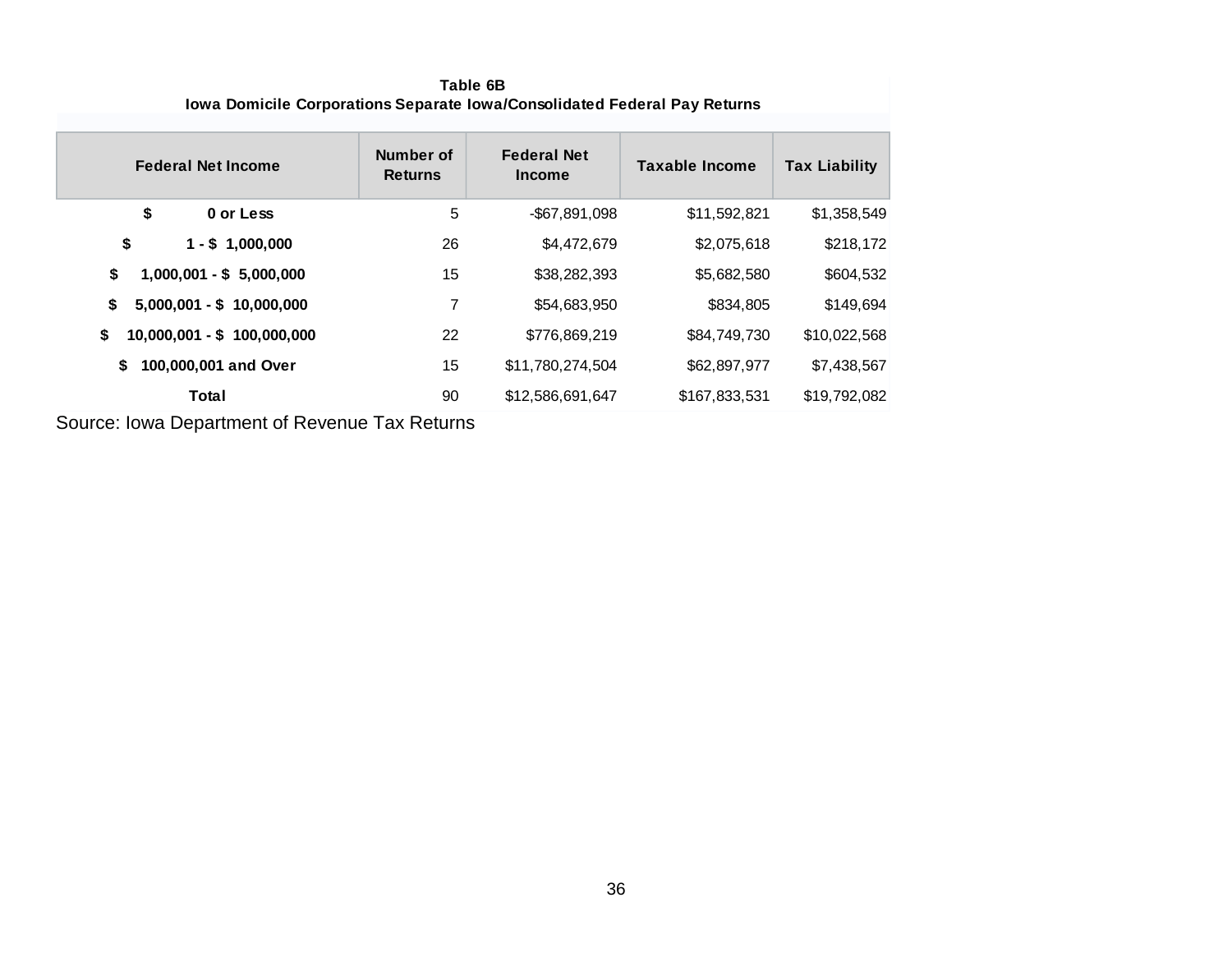**Table 6B**
**Iowa Domicile Corporations Separate Iowa/Consolidated Federal Pay Returns**

| Federal Net Income | Number of Returns | Federal Net Income | Taxable Income | Tax Liability |
|---|---|---|---|---|
| **$ 0 or Less** | 5 | -$67,891,098 | $11,592,821 | $1,358,549 |
| **$ 1 - $ 1,000,000** | 26 | $4,472,679 | $2,075,618 | $218,172 |
| **$ 1,000,001 - $ 5,000,000** | 15 | $38,282,393 | $5,682,580 | $604,532 |
| **$ 5,000,001 - $ 10,000,000** | 7 | $54,683,950 | $834,805 | $149,694 |
| **$ 10,000,001 - $ 100,000,000** | 22 | $776,869,219 | $84,749,730 | $10,022,568 |
| **$ 100,000,001 and Over** | 15 | $11,780,274,504 | $62,897,977 | $7,438,567 |
| **Total** | 90 | $12,586,691,647 | $167,833,531 | $19,792,082 |

Source: Iowa Department of Revenue Tax Returns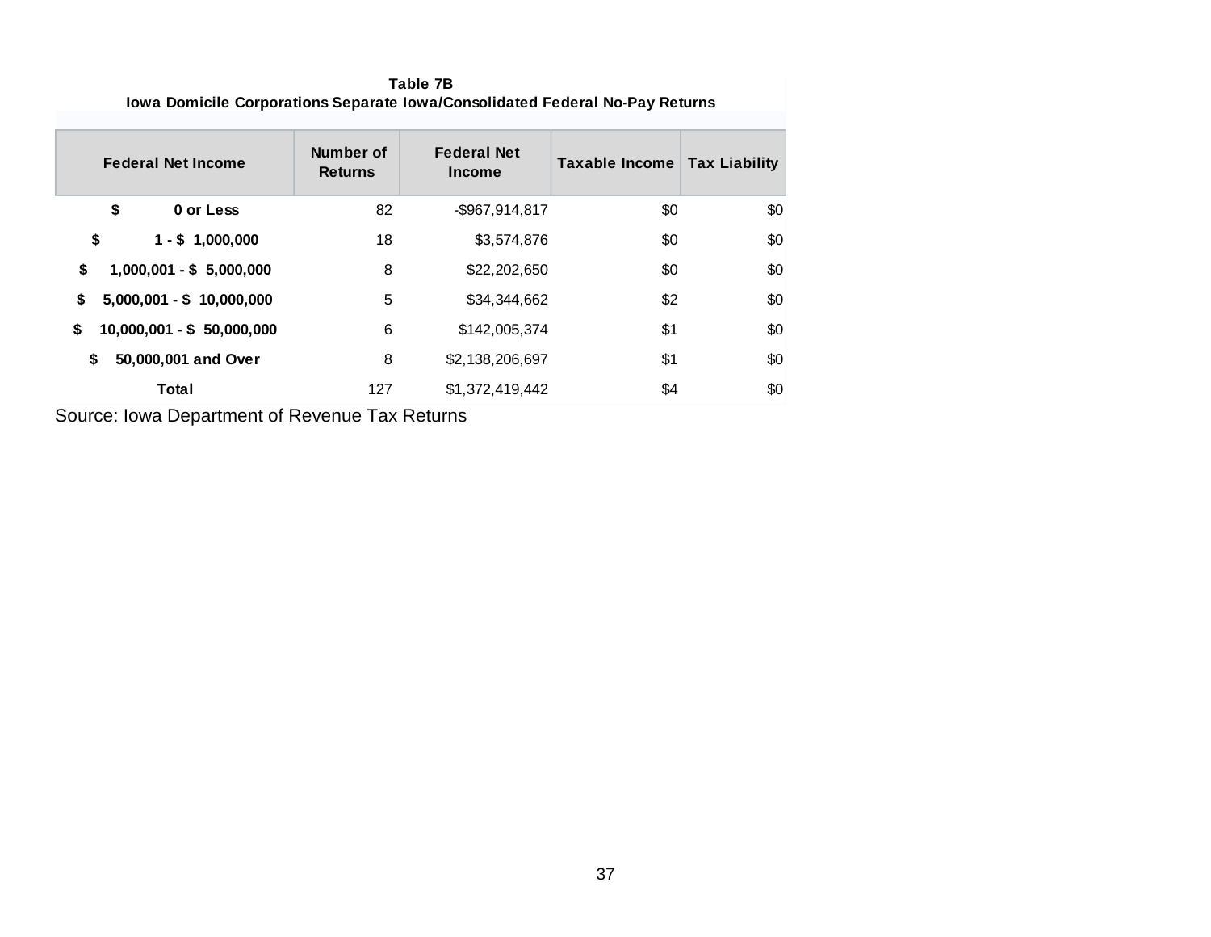**Table 7B**

**Iowa Domicile Corporations Separate Iowa/Consolidated Federal No-Pay Returns**

| Federal Net Income | Number of Returns | Federal Net Income | Taxable Income | Tax Liability |
|---|---|---|---|---|
| **$ 0 or Less** | 82 | -$967,914,817 | $0 | $0 |
| **$ 1 - $ 1,000,000** | 18 | $3,574,876 | $0 | $0 |
| **$ 1,000,001 - $ 5,000,000** | 8 | $22,202,650 | $0 | $0 |
| **$ 5,000,001 - $ 10,000,000** | 5 | $34,344,662 | $2 | $0 |
| **$ 10,000,001 - $ 50,000,000** | 6 | $142,005,374 | $1 | $0 |
| **$ 50,000,001 and Over** | 8 | $2,138,206,697 | $1 | $0 |
| **Total** | 127 | $1,372,419,442 | $4 | $0 |

Source: Iowa Department of Revenue Tax Returns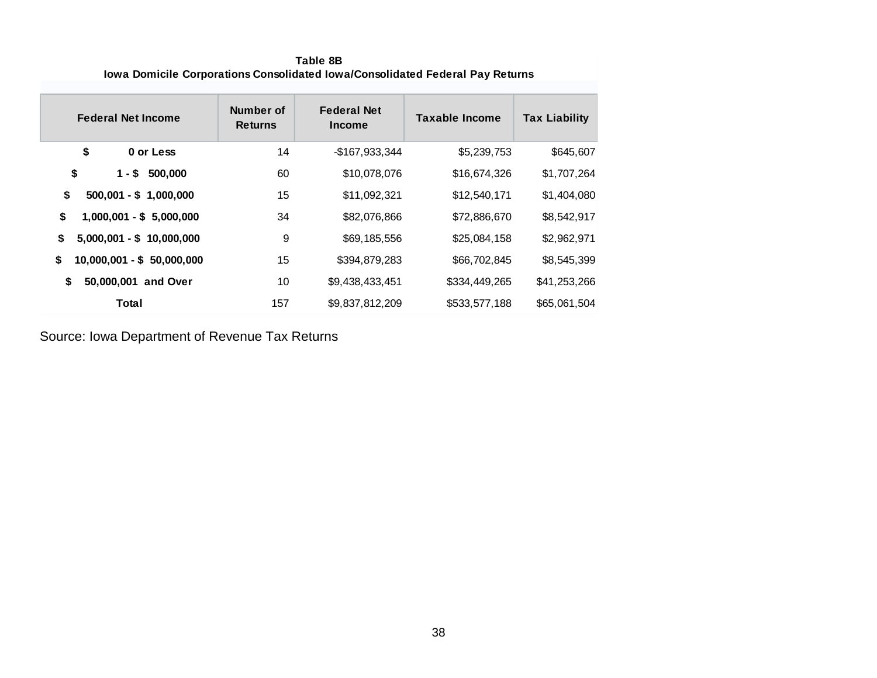## Table 8B
### Iowa Domicile Corporations Consolidated Iowa/Consolidated Federal Pay Returns

| Federal Net Income | Number of Returns | Federal Net Income | Taxable Income | Tax Liability |
|---|---|---|---|---|
| $ 0 or Less | 14 | -$167,933,344 | $5,239,753 | $645,607 |
| $ 1 - $ 500,000 | 60 | $10,078,076 | $16,674,326 | $1,707,264 |
| $ 500,001 - $ 1,000,000 | 15 | $11,092,321 | $12,540,171 | $1,404,080 |
| $ 1,000,001 - $ 5,000,000 | 34 | $82,076,866 | $72,886,670 | $8,542,917 |
| $ 5,000,001 - $ 10,000,000 | 9 | $69,185,556 | $25,084,158 | $2,962,971 |
| $ 10,000,001 - $ 50,000,000 | 15 | $394,879,283 | $66,702,845 | $8,545,399 |
| $ 50,000,001 and Over | 10 | $9,438,433,451 | $334,449,265 | $41,253,266 |
| **Total** | 157 | $9,837,812,209 | $533,577,188 | $65,061,504 |

Source: Iowa Department of Revenue Tax Returns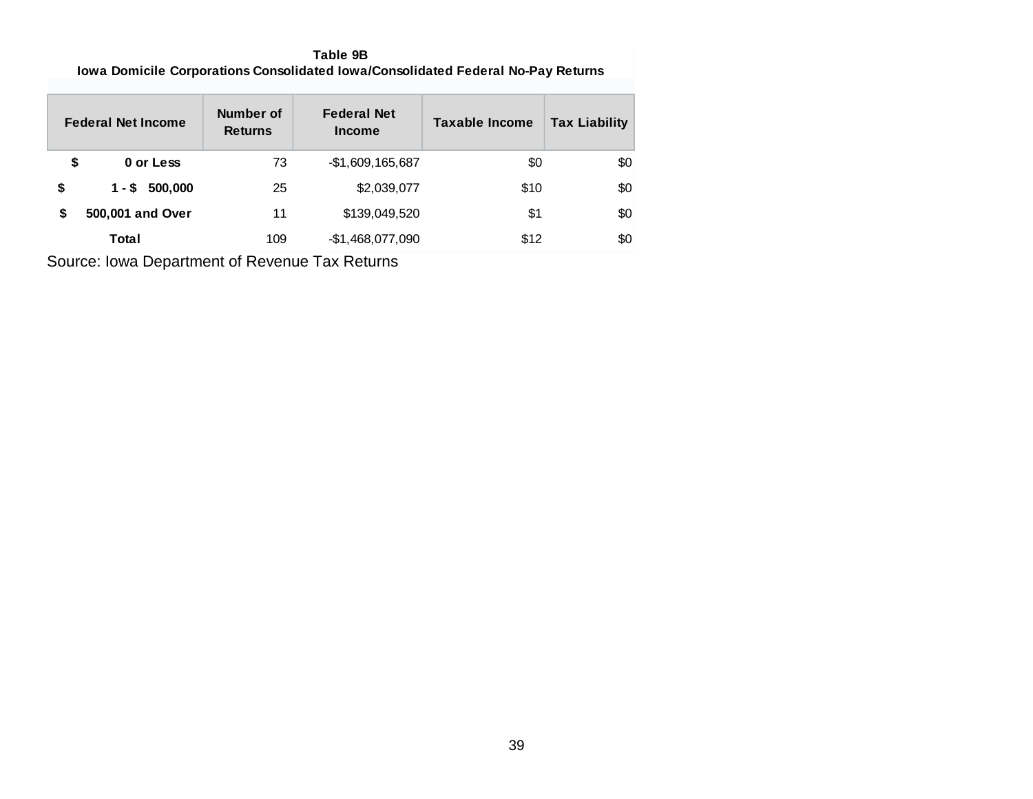**Table 9B**
**Iowa Domicile Corporations Consolidated Iowa/Consolidated Federal No-Pay Returns**

| Federal Net Income | Number of Returns | Federal Net Income | Taxable Income | Tax Liability |
|---|---|---|---|---|
| **$ 0 or Less** | 73 | -$1,609,165,687 | $0 | $0 |
| **$ 1 - $ 500,000** | 25 | $2,039,077 | $10 | $0 |
| **$ 500,001 and Over** | 11 | $139,049,520 | $1 | $0 |
| **Total** | 109 | -$1,468,077,090 | $12 | $0 |

Source: Iowa Department of Revenue Tax Returns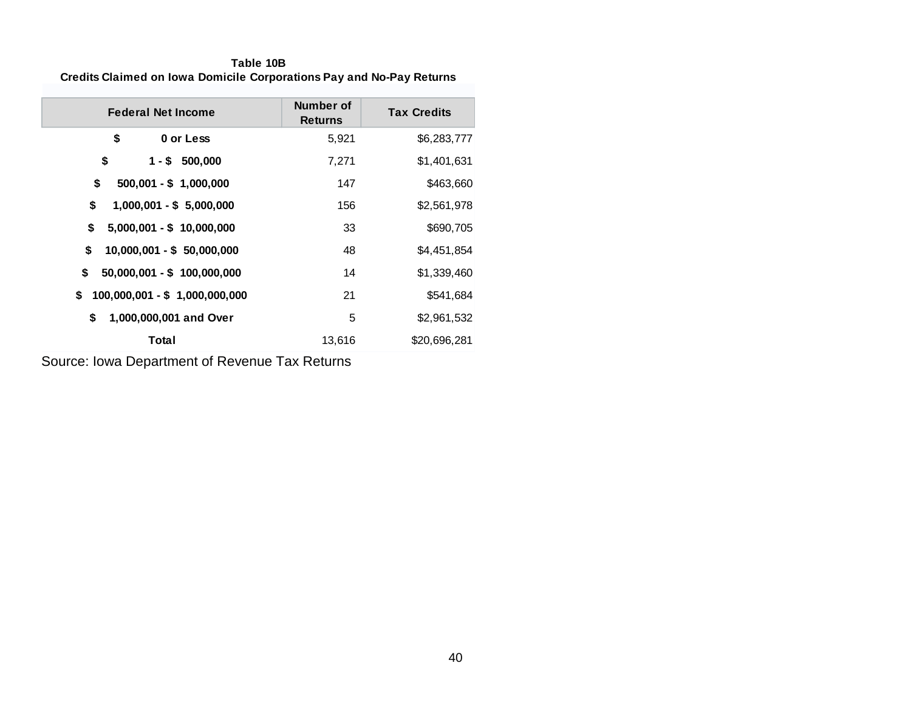**Table 10B**
**Credits Claimed on Iowa Domicile Corporations Pay and No-Pay Returns**

| Federal Net Income | Number of Returns | Tax Credits |
|---|---|---|
| **$ 0 or Less** | 5,921 | $6,283,777 |
| **$ 1 - $ 500,000** | 7,271 | $1,401,631 |
| **$ 500,001 - $ 1,000,000** | 147 | $463,660 |
| **$ 1,000,001 - $ 5,000,000** | 156 | $2,561,978 |
| **$ 5,000,001 - $ 10,000,000** | 33 | $690,705 |
| **$ 10,000,001 - $ 50,000,000** | 48 | $4,451,854 |
| **$ 50,000,001 - $ 100,000,000** | 14 | $1,339,460 |
| **$ 100,000,001 - $ 1,000,000,000** | 21 | $541,684 |
| **$ 1,000,000,001 and Over** | 5 | $2,961,532 |
| **Total** | 13,616 | $20,696,281 |

Source: Iowa Department of Revenue Tax Returns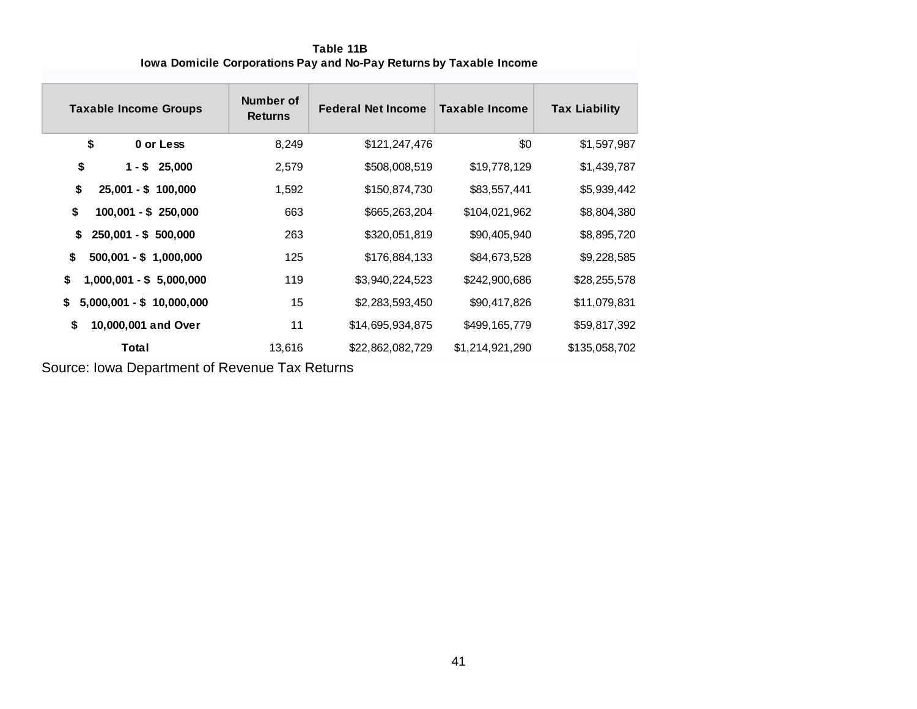**Table 11B**
**Iowa Domicile Corporations Pay and No-Pay Returns by Taxable Income**

| Taxable Income Groups | Number of Returns | Federal Net Income | Taxable Income | Tax Liability |
|---|---|---|---|---|
| **$ 0 or Less** | 8,249 | $121,247,476 | $0 | $1,597,987 |
| **$ 1 - $ 25,000** | 2,579 | $508,008,519 | $19,778,129 | $1,439,787 |
| **$ 25,001 - $ 100,000** | 1,592 | $150,874,730 | $83,557,441 | $5,939,442 |
| **$ 100,001 - $ 250,000** | 663 | $665,263,204 | $104,021,962 | $8,804,380 |
| **$ 250,001 - $ 500,000** | 263 | $320,051,819 | $90,405,940 | $8,895,720 |
| **$ 500,001 - $ 1,000,000** | 125 | $176,884,133 | $84,673,528 | $9,228,585 |
| **$ 1,000,001 - $ 5,000,000** | 119 | $3,940,224,523 | $242,900,686 | $28,255,578 |
| **$ 5,000,001 - $ 10,000,000** | 15 | $2,283,593,450 | $90,417,826 | $11,079,831 |
| **$ 10,000,001 and Over** | 11 | $14,695,934,875 | $499,165,779 | $59,817,392 |
| **Total** | 13,616 | $22,862,082,729 | $1,214,921,290 | $135,058,702 |

Source: Iowa Department of Revenue Tax Returns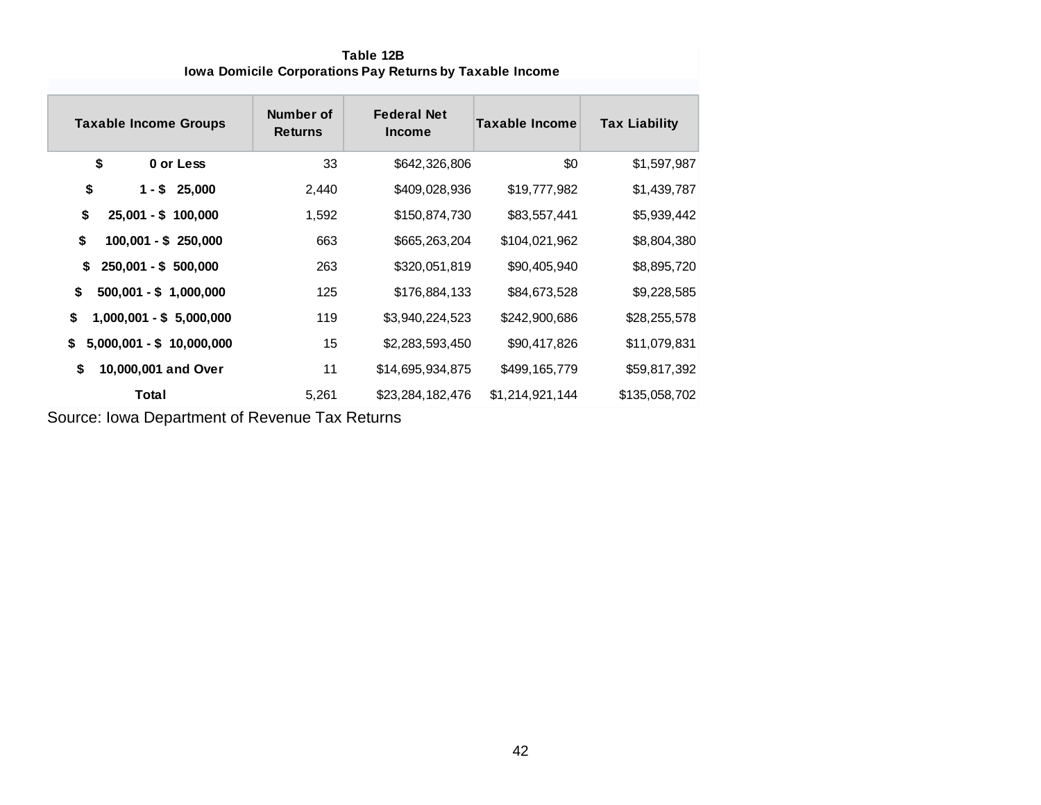## Table 12B
### Iowa Domicile Corporations Pay Returns by Taxable Income

| Taxable Income Groups | Number of Returns | Federal Net Income | Taxable Income | Tax Liability |
|---|---|---|---|---|
| **$ 0 or Less** | 33 | $642,326,806 | $0 | $1,597,987 |
| **$ 1 - $ 25,000** | 2,440 | $409,028,936 | $19,777,982 | $1,439,787 |
| **$ 25,001 - $ 100,000** | 1,592 | $150,874,730 | $83,557,441 | $5,939,442 |
| **$ 100,001 - $ 250,000** | 663 | $665,263,204 | $104,021,962 | $8,804,380 |
| **$ 250,001 - $ 500,000** | 263 | $320,051,819 | $90,405,940 | $8,895,720 |
| **$ 500,001 - $ 1,000,000** | 125 | $176,884,133 | $84,673,528 | $9,228,585 |
| **$ 1,000,001 - $ 5,000,000** | 119 | $3,940,224,523 | $242,900,686 | $28,255,578 |
| **$ 5,000,001 - $ 10,000,000** | 15 | $2,283,593,450 | $90,417,826 | $11,079,831 |
| **$ 10,000,001 and Over** | 11 | $14,695,934,875 | $499,165,779 | $59,817,392 |
| **Total** | 5,261 | $23,284,182,476 | $1,214,921,144 | $135,058,702 |

Source: Iowa Department of Revenue Tax Returns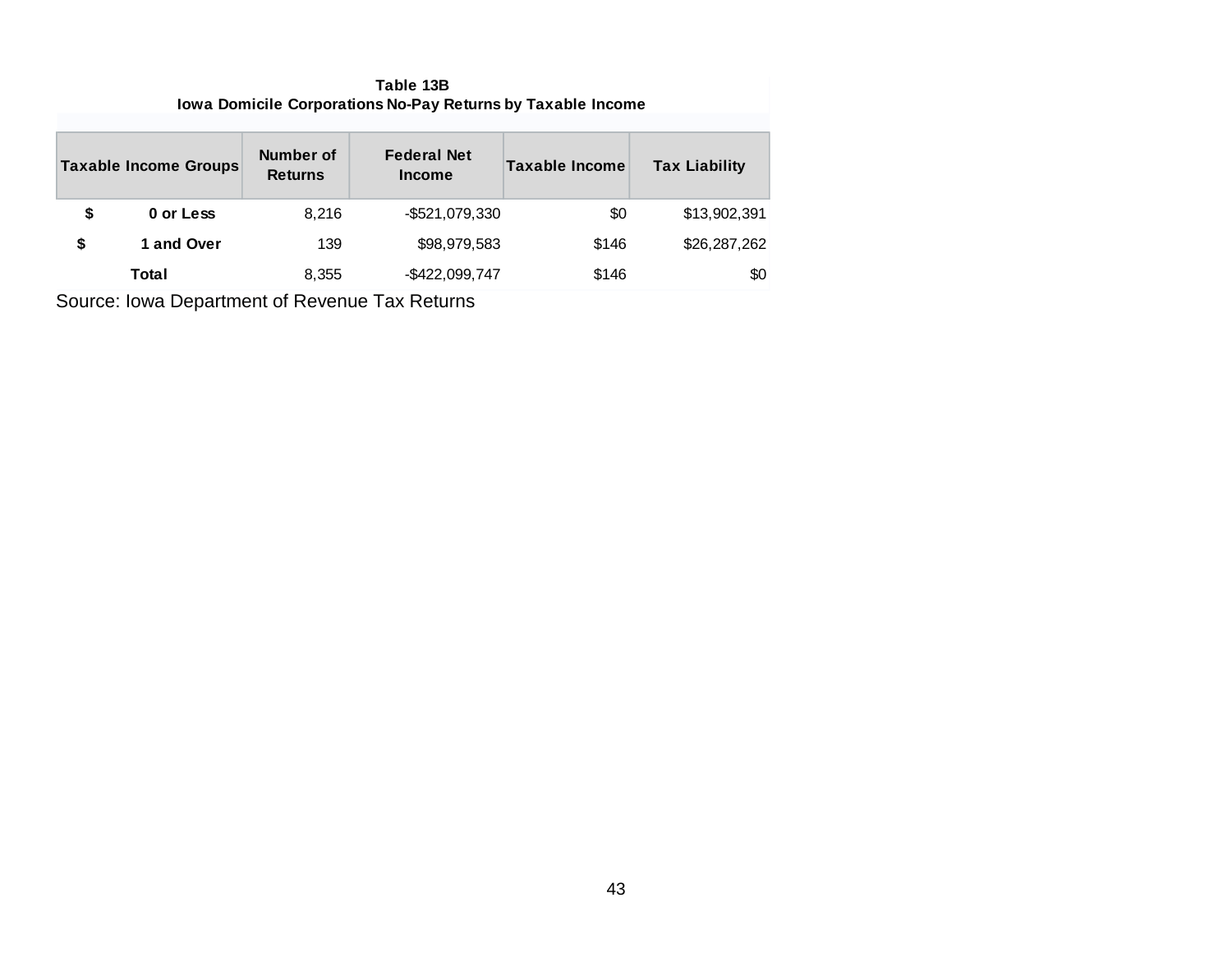**Table 13B**
**Iowa Domicile Corporations No-Pay Returns by Taxable Income**

| Taxable Income Groups | Number of Returns | Federal Net Income | Taxable Income | Tax Liability |
|---|---|---|---|---|
| $ 0 or Less | 8,216 | -$521,079,330 | $0 | $13,902,391 |
| $ 1 and Over | 139 | $98,979,583 | $146 | $26,287,262 |
| Total | 8,355 | -$422,099,747 | $146 | $0 |

Source: Iowa Department of Revenue Tax Returns